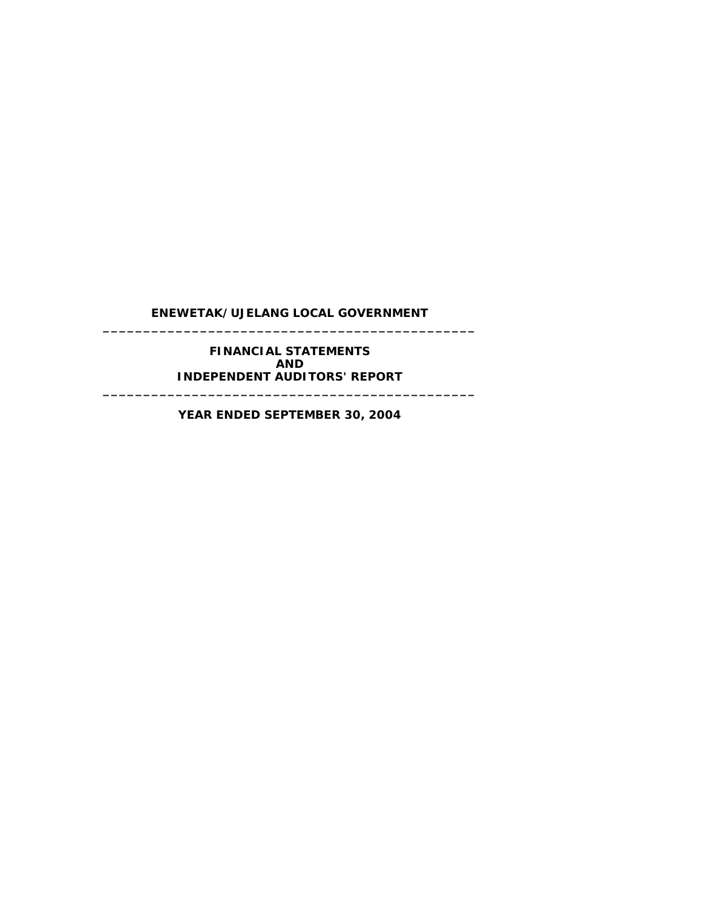# ENEWETAK/UJELANG LOCAL GOVERNMENT

---

## FINANCIAL STATEMENTS
## AND
## INDEPENDENT AUDITORS' REPORT

---

**YEAR ENDED SEPTEMBER 30, 2004**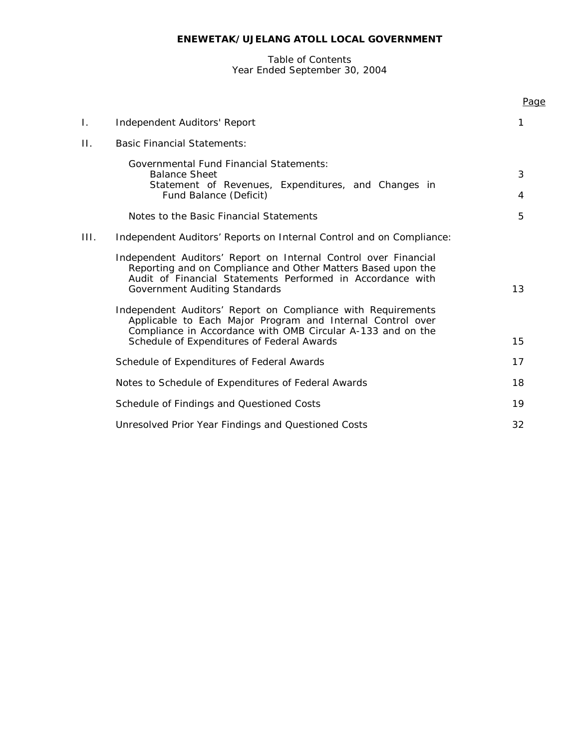# ENEWETAK/UJELANG ATOLL LOCAL GOVERNMENT

Table of Contents
Year Ended September 30, 2004

| | | Page |
|---|---|---|
| I. | Independent Auditors' Report | 1 |
| II. | Basic Financial Statements: | |
| | Governmental Fund Financial Statements: | |
| | Balance Sheet | 3 |
| | Statement of Revenues, Expenditures, and Changes in Fund Balance (Deficit) | 4 |
| | Notes to the Basic Financial Statements | 5 |
| III. | Independent Auditors' Reports on Internal Control and on Compliance: | |
| | Independent Auditors' Report on Internal Control over Financial Reporting and on Compliance and Other Matters Based upon the Audit of Financial Statements Performed in Accordance with Government Auditing Standards | 13 |
| | Independent Auditors' Report on Compliance with Requirements Applicable to Each Major Program and Internal Control over Compliance in Accordance with OMB Circular A-133 and on the Schedule of Expenditures of Federal Awards | 15 |
| | Schedule of Expenditures of Federal Awards | 17 |
| | Notes to Schedule of Expenditures of Federal Awards | 18 |
| | Schedule of Findings and Questioned Costs | 19 |
| | Unresolved Prior Year Findings and Questioned Costs | 32 |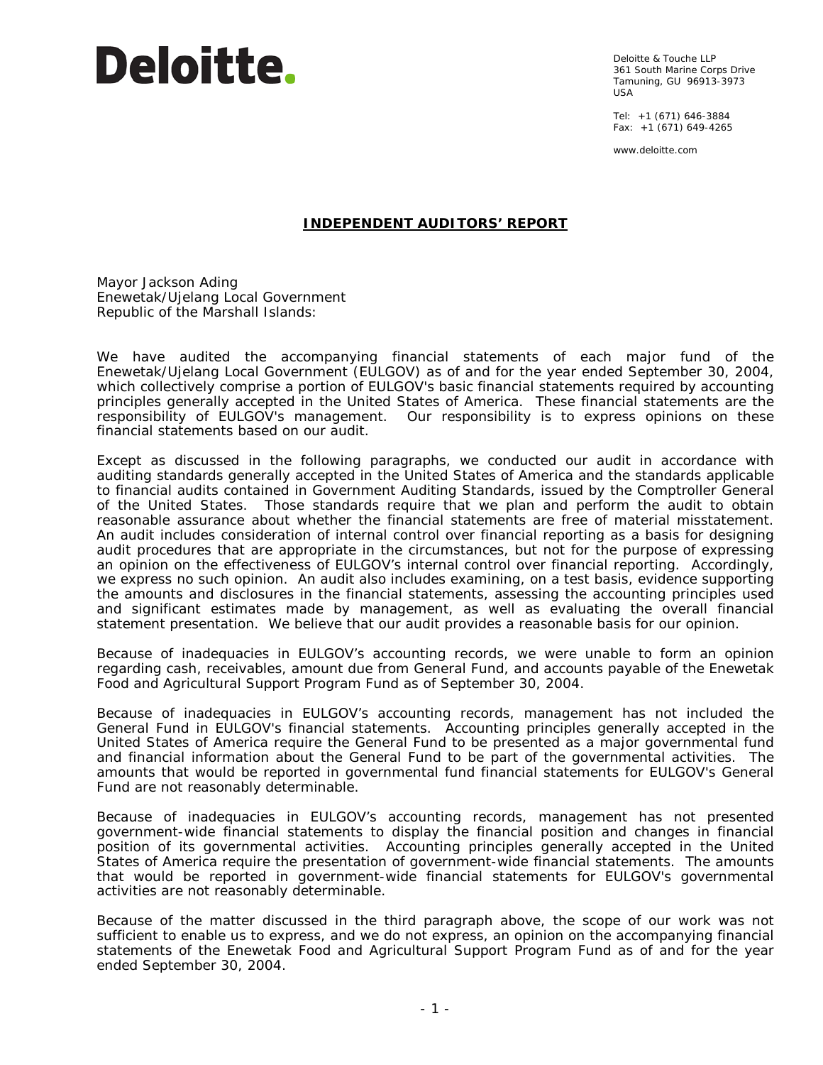Deloitte.

Deloitte & Touche LLP
361 South Marine Corps Drive
Tamuning, GU 96913-3973
USA

Tel: +1 (671) 646-3884
Fax: +1 (671) 649-4265

www.deloitte.com

## INDEPENDENT AUDITORS' REPORT

Mayor Jackson Ading
Enewetak/Ujelang Local Government
Republic of the Marshall Islands:

We have audited the accompanying financial statements of each major fund of the Enewetak/Ujelang Local Government (EULGOV) as of and for the year ended September 30, 2004, which collectively comprise a portion of EULGOV's basic financial statements required by accounting principles generally accepted in the United States of America. These financial statements are the responsibility of EULGOV's management. Our responsibility is to express opinions on these financial statements based on our audit.

Except as discussed in the following paragraphs, we conducted our audit in accordance with auditing standards generally accepted in the United States of America and the standards applicable to financial audits contained in Government Auditing Standards, issued by the Comptroller General of the United States. Those standards require that we plan and perform the audit to obtain reasonable assurance about whether the financial statements are free of material misstatement. An audit includes consideration of internal control over financial reporting as a basis for designing audit procedures that are appropriate in the circumstances, but not for the purpose of expressing an opinion on the effectiveness of EULGOV's internal control over financial reporting. Accordingly, we express no such opinion. An audit also includes examining, on a test basis, evidence supporting the amounts and disclosures in the financial statements, assessing the accounting principles used and significant estimates made by management, as well as evaluating the overall financial statement presentation. We believe that our audit provides a reasonable basis for our opinion.

Because of inadequacies in EULGOV's accounting records, we were unable to form an opinion regarding cash, receivables, amount due from General Fund, and accounts payable of the Enewetak Food and Agricultural Support Program Fund as of September 30, 2004.

Because of inadequacies in EULGOV's accounting records, management has not included the General Fund in EULGOV's financial statements. Accounting principles generally accepted in the United States of America require the General Fund to be presented as a major governmental fund and financial information about the General Fund to be part of the governmental activities. The amounts that would be reported in governmental fund financial statements for EULGOV's General Fund are not reasonably determinable.

Because of inadequacies in EULGOV's accounting records, management has not presented government-wide financial statements to display the financial position and changes in financial position of its governmental activities. Accounting principles generally accepted in the United States of America require the presentation of government-wide financial statements. The amounts that would be reported in government-wide financial statements for EULGOV's governmental activities are not reasonably determinable.

Because of the matter discussed in the third paragraph above, the scope of our work was not sufficient to enable us to express, and we do not express, an opinion on the accompanying financial statements of the Enewetak Food and Agricultural Support Program Fund as of and for the year ended September 30, 2004.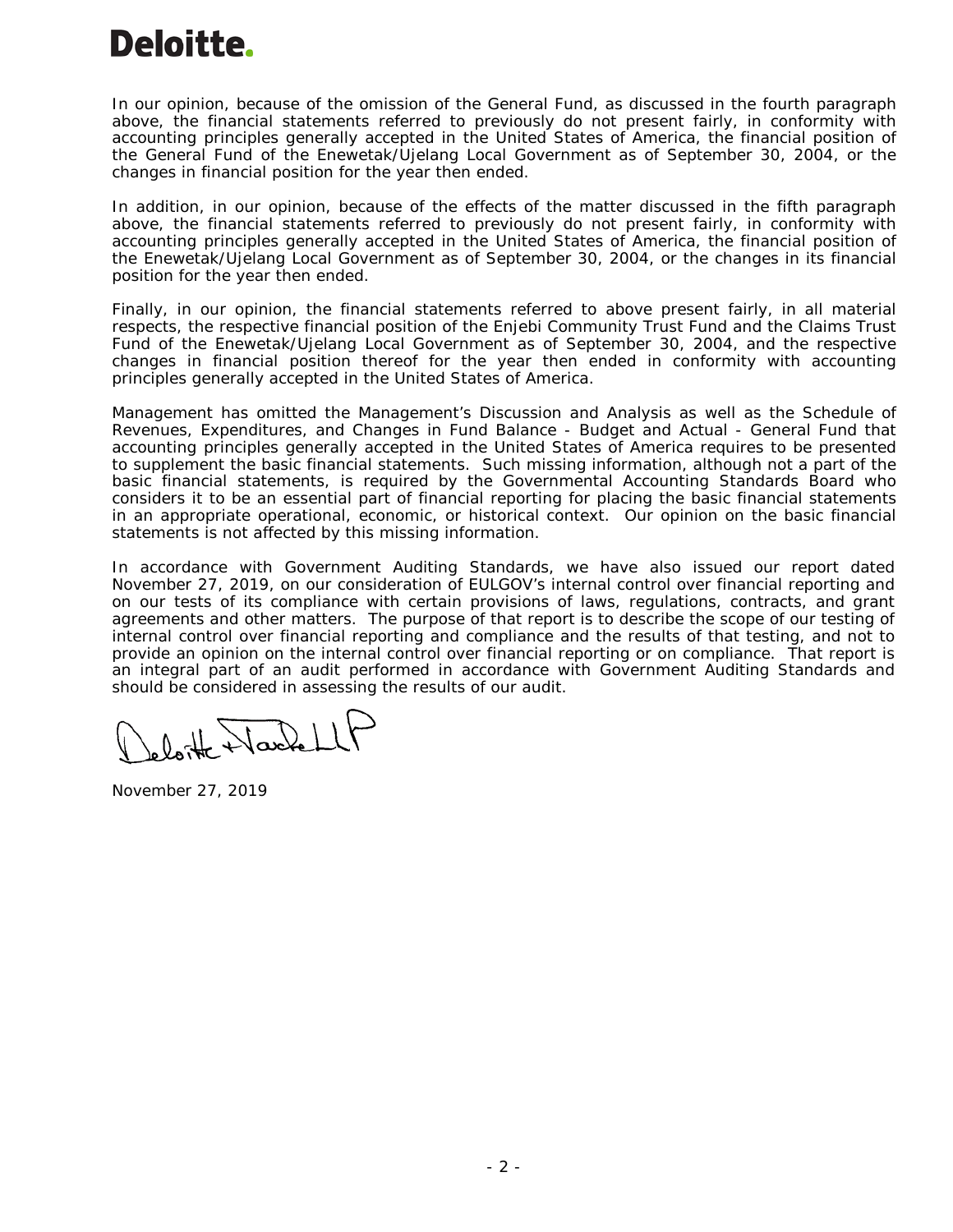In our opinion, because of the omission of the General Fund, as discussed in the fourth paragraph above, the financial statements referred to previously do not present fairly, in conformity with accounting principles generally accepted in the United States of America, the financial position of the General Fund of the Enewetak/Ujelang Local Government as of September 30, 2004, or the changes in financial position for the year then ended.

In addition, in our opinion, because of the effects of the matter discussed in the fifth paragraph above, the financial statements referred to previously do not present fairly, in conformity with accounting principles generally accepted in the United States of America, the financial position of the Enewetak/Ujelang Local Government as of September 30, 2004, or the changes in its financial position for the year then ended.

Finally, in our opinion, the financial statements referred to above present fairly, in all material respects, the respective financial position of the Enjebi Community Trust Fund and the Claims Trust Fund of the Enewetak/Ujelang Local Government as of September 30, 2004, and the respective changes in financial position thereof for the year then ended in conformity with accounting principles generally accepted in the United States of America.

Management has omitted the Management's Discussion and Analysis as well as the Schedule of Revenues, Expenditures, and Changes in Fund Balance - Budget and Actual - General Fund that accounting principles generally accepted in the United States of America requires to be presented to supplement the basic financial statements. Such missing information, although not a part of the basic financial statements, is required by the Governmental Accounting Standards Board who considers it to be an essential part of financial reporting for placing the basic financial statements in an appropriate operational, economic, or historical context. Our opinion on the basic financial statements is not affected by this missing information.

In accordance with Government Auditing Standards, we have also issued our report dated November 27, 2019, on our consideration of EULGOV's internal control over financial reporting and on our tests of its compliance with certain provisions of laws, regulations, contracts, and grant agreements and other matters. The purpose of that report is to describe the scope of our testing of internal control over financial reporting and compliance and the results of that testing, and not to provide an opinion on the internal control over financial reporting or on compliance. That report is an integral part of an audit performed in accordance with Government Auditing Standards and should be considered in assessing the results of our audit.

Deloitte & Touche LLP

November 27, 2019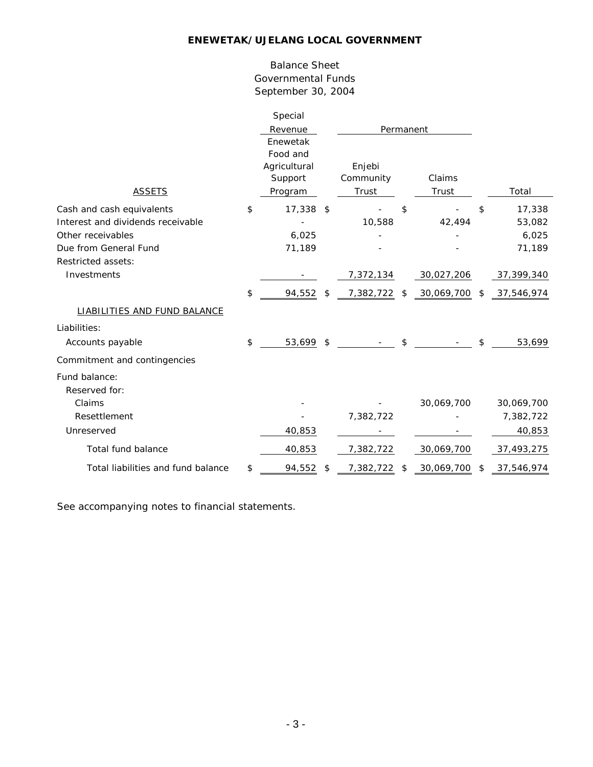**ENEWETAK/UJELANG LOCAL GOVERNMENT**

Balance Sheet
Governmental Funds
September 30, 2004

| | Special Revenue | Permanent | | |
|---|---|---|---|---|
| ASSETS | Enewetak Food and Agricultural Support Program | Enjebi Community Trust | Claims Trust | Total |
| Cash and cash equivalents | $ 17,338 | $ - | $ - | $ 17,338 |
| Interest and dividends receivable | - | 10,588 | 42,494 | 53,082 |
| Other receivables | 6,025 | - | - | 6,025 |
| Due from General Fund | 71,189 | - | - | 71,189 |
| Restricted assets: | | | | |
| Investments | - | 7,372,134 | 30,027,206 | 37,399,340 |
| | $ 94,552 | $ 7,382,722 | $ 30,069,700 | $ 37,546,974 |
| LIABILITIES AND FUND BALANCE | | | | |
| Liabilities: | | | | |
| Accounts payable | $ 53,699 | $ - | $ - | $ 53,699 |
| Commitment and contingencies | | | | |
| Fund balance: | | | | |
| Reserved for: | | | | |
| Claims | - | - | 30,069,700 | 30,069,700 |
| Resettlement | - | 7,382,722 | - | 7,382,722 |
| Unreserved | 40,853 | - | - | 40,853 |
| Total fund balance | 40,853 | 7,382,722 | 30,069,700 | 37,493,275 |
| Total liabilities and fund balance | $ 94,552 | $ 7,382,722 | $ 30,069,700 | $ 37,546,974 |

See accompanying notes to financial statements.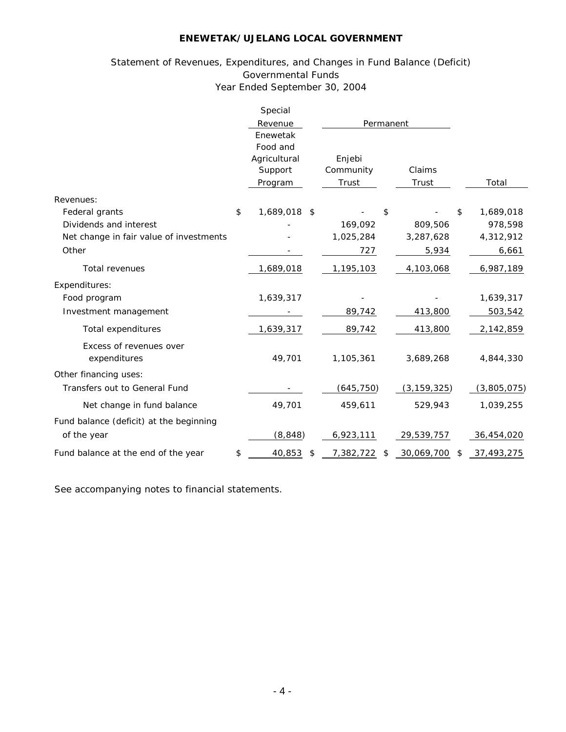# ENEWETAK/UJELANG LOCAL GOVERNMENT

Statement of Revenues, Expenditures, and Changes in Fund Balance (Deficit)
Governmental Funds
Year Ended September 30, 2004

| | Special Revenue | Permanent | | |
|---|---|---|---|---|
| | Enewetak Food and Agricultural Support Program | Enjebi Community Trust | Claims Trust | Total |
| Revenues: | | | | |
| Federal grants | $ 1,689,018 | $ - | $ - | $ 1,689,018 |
| Dividends and interest | - | 169,092 | 809,506 | 978,598 |
| Net change in fair value of investments | - | 1,025,284 | 3,287,628 | 4,312,912 |
| Other | - | 727 | 5,934 | 6,661 |
| Total revenues | 1,689,018 | 1,195,103 | 4,103,068 | 6,987,189 |
| Expenditures: | | | | |
| Food program | 1,639,317 | - | - | 1,639,317 |
| Investment management | - | 89,742 | 413,800 | 503,542 |
| Total expenditures | 1,639,317 | 89,742 | 413,800 | 2,142,859 |
| Excess of revenues over expenditures | 49,701 | 1,105,361 | 3,689,268 | 4,844,330 |
| Other financing uses: | | | | |
| Transfers out to General Fund | - | (645,750) | (3,159,325) | (3,805,075) |
| Net change in fund balance | 49,701 | 459,611 | 529,943 | 1,039,255 |
| Fund balance (deficit) at the beginning of the year | (8,848) | 6,923,111 | 29,539,757 | 36,454,020 |
| Fund balance at the end of the year | $ 40,853 | $ 7,382,722 | $ 30,069,700 | $ 37,493,275 |

See accompanying notes to financial statements.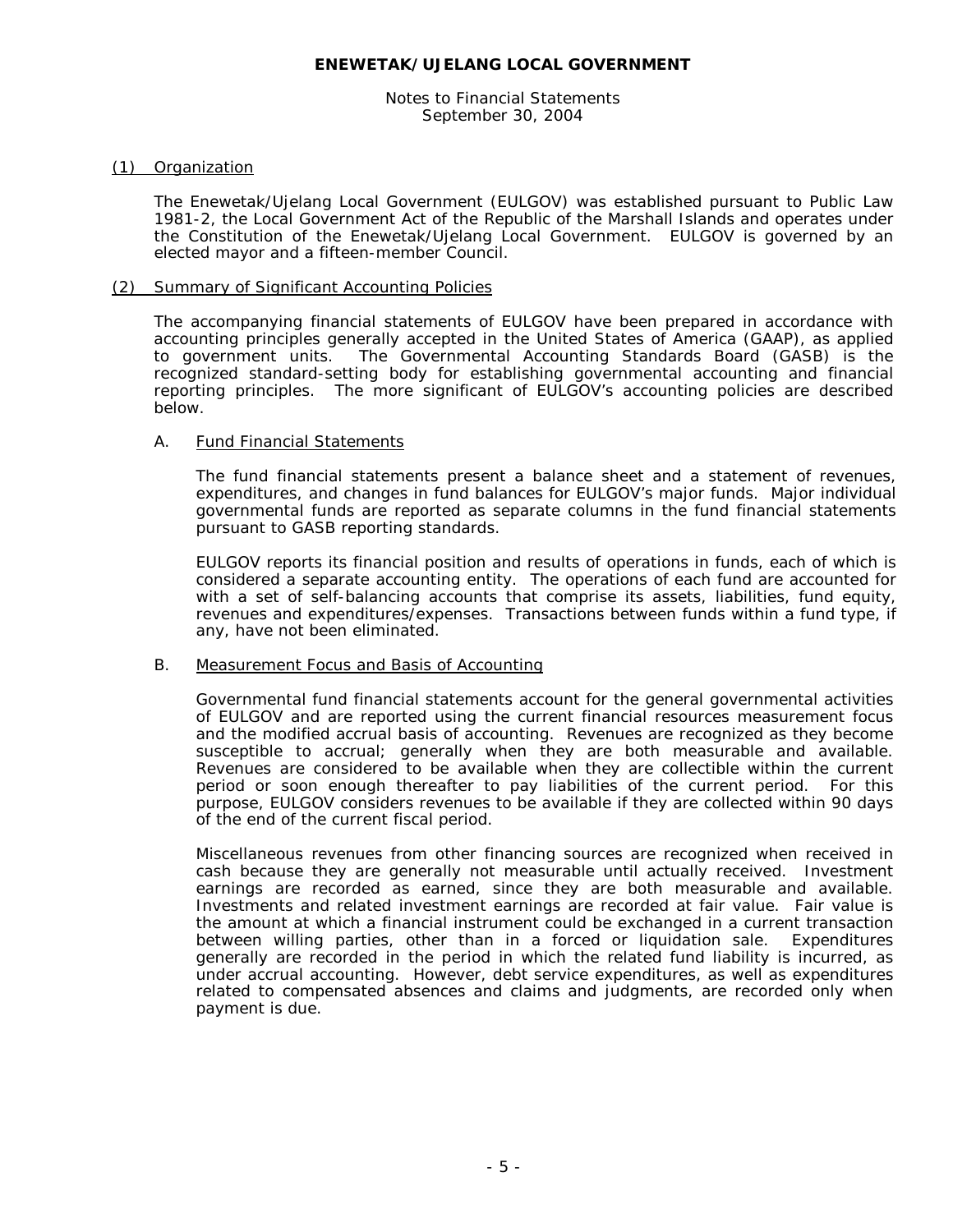**ENEWETAK/UJELANG LOCAL GOVERNMENT**

Notes to Financial Statements
September 30, 2004

(1) Organization

The Enewetak/Ujelang Local Government (EULGOV) was established pursuant to Public Law 1981-2, the Local Government Act of the Republic of the Marshall Islands and operates under the Constitution of the Enewetak/Ujelang Local Government. EULGOV is governed by an elected mayor and a fifteen-member Council.

(2) Summary of Significant Accounting Policies

The accompanying financial statements of EULGOV have been prepared in accordance with accounting principles generally accepted in the United States of America (GAAP), as applied to government units. The Governmental Accounting Standards Board (GASB) is the recognized standard-setting body for establishing governmental accounting and financial reporting principles. The more significant of EULGOV's accounting policies are described below.

A. Fund Financial Statements

The fund financial statements present a balance sheet and a statement of revenues, expenditures, and changes in fund balances for EULGOV's major funds. Major individual governmental funds are reported as separate columns in the fund financial statements pursuant to GASB reporting standards.

EULGOV reports its financial position and results of operations in funds, each of which is considered a separate accounting entity. The operations of each fund are accounted for with a set of self-balancing accounts that comprise its assets, liabilities, fund equity, revenues and expenditures/expenses. Transactions between funds within a fund type, if any, have not been eliminated.

B. Measurement Focus and Basis of Accounting

Governmental fund financial statements account for the general governmental activities of EULGOV and are reported using the current financial resources measurement focus and the modified accrual basis of accounting. Revenues are recognized as they become susceptible to accrual; generally when they are both measurable and available. Revenues are considered to be available when they are collectible within the current period or soon enough thereafter to pay liabilities of the current period. For this purpose, EULGOV considers revenues to be available if they are collected within 90 days of the end of the current fiscal period.

Miscellaneous revenues from other financing sources are recognized when received in cash because they are generally not measurable until actually received. Investment earnings are recorded as earned, since they are both measurable and available. Investments and related investment earnings are recorded at fair value. Fair value is the amount at which a financial instrument could be exchanged in a current transaction between willing parties, other than in a forced or liquidation sale. Expenditures generally are recorded in the period in which the related fund liability is incurred, as under accrual accounting. However, debt service expenditures, as well as expenditures related to compensated absences and claims and judgments, are recorded only when payment is due.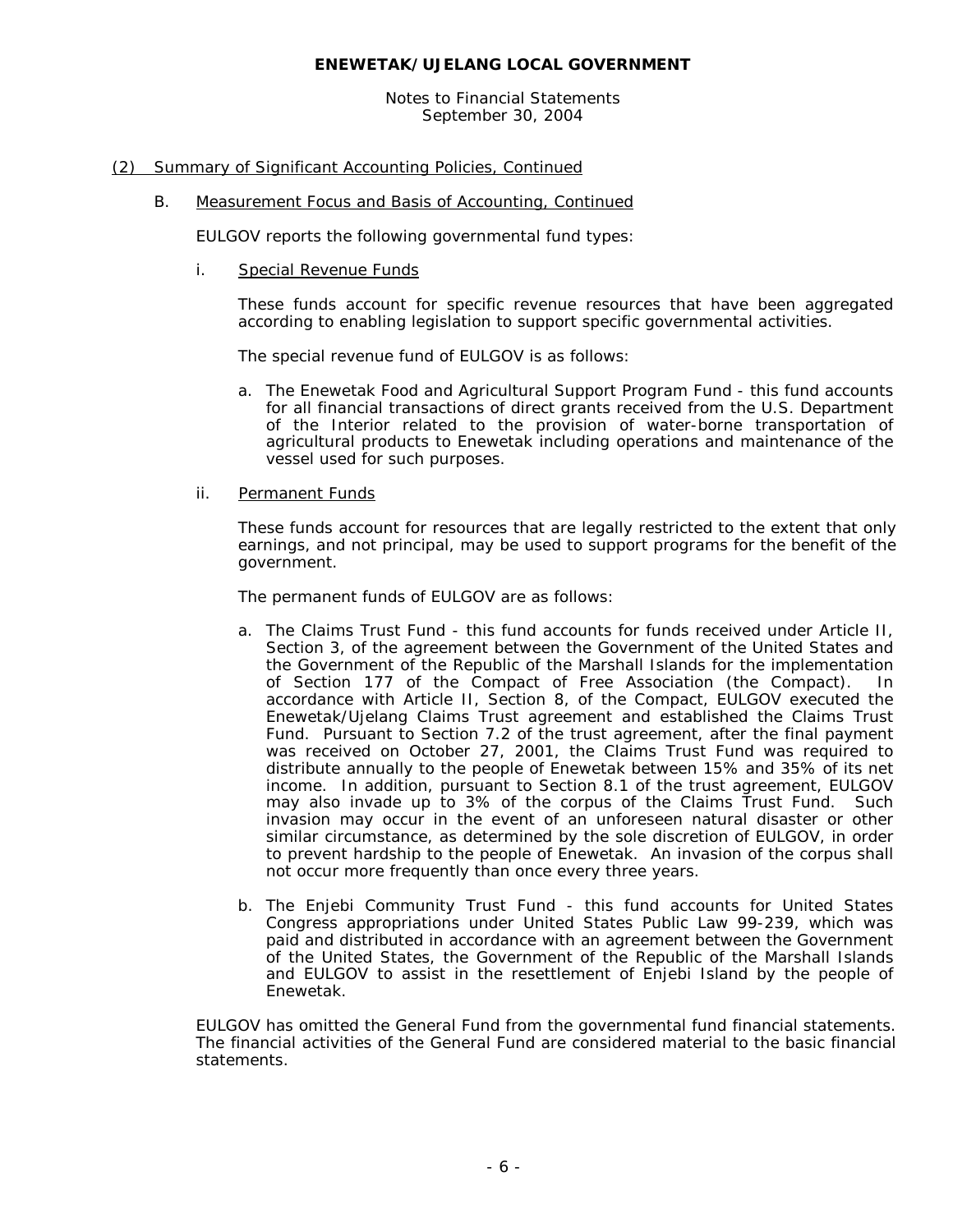## ENEWETAK/UJELANG LOCAL GOVERNMENT

Notes to Financial Statements
September 30, 2004

(2) Summary of Significant Accounting Policies, Continued

B. Measurement Focus and Basis of Accounting, Continued

EULGOV reports the following governmental fund types:

i. Special Revenue Funds

These funds account for specific revenue resources that have been aggregated according to enabling legislation to support specific governmental activities.

The special revenue fund of EULGOV is as follows:

a. The Enewetak Food and Agricultural Support Program Fund - this fund accounts for all financial transactions of direct grants received from the U.S. Department of the Interior related to the provision of water-borne transportation of agricultural products to Enewetak including operations and maintenance of the vessel used for such purposes.

ii. Permanent Funds

These funds account for resources that are legally restricted to the extent that only earnings, and not principal, may be used to support programs for the benefit of the government.

The permanent funds of EULGOV are as follows:

a. The Claims Trust Fund - this fund accounts for funds received under Article II, Section 3, of the agreement between the Government of the United States and the Government of the Republic of the Marshall Islands for the implementation of Section 177 of the Compact of Free Association (the Compact). In accordance with Article II, Section 8, of the Compact, EULGOV executed the Enewetak/Ujelang Claims Trust agreement and established the Claims Trust Fund. Pursuant to Section 7.2 of the trust agreement, after the final payment was received on October 27, 2001, the Claims Trust Fund was required to distribute annually to the people of Enewetak between 15% and 35% of its net income. In addition, pursuant to Section 8.1 of the trust agreement, EULGOV may also invade up to 3% of the corpus of the Claims Trust Fund. Such invasion may occur in the event of an unforeseen natural disaster or other similar circumstance, as determined by the sole discretion of EULGOV, in order to prevent hardship to the people of Enewetak. An invasion of the corpus shall not occur more frequently than once every three years.

b. The Enjebi Community Trust Fund - this fund accounts for United States Congress appropriations under United States Public Law 99-239, which was paid and distributed in accordance with an agreement between the Government of the United States, the Government of the Republic of the Marshall Islands and EULGOV to assist in the resettlement of Enjebi Island by the people of Enewetak.

EULGOV has omitted the General Fund from the governmental fund financial statements. The financial activities of the General Fund are considered material to the basic financial statements.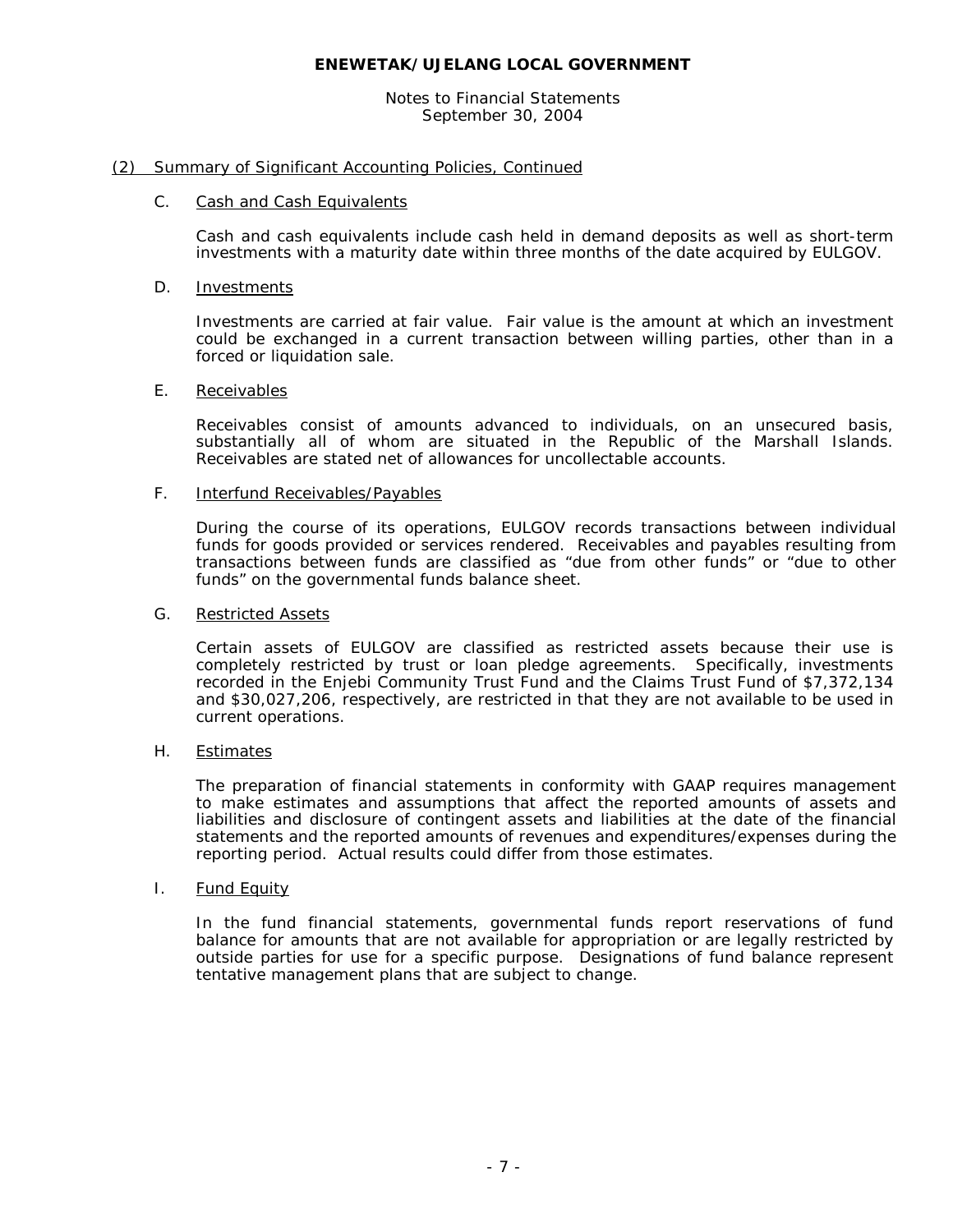## (2) Summary of Significant Accounting Policies, Continued

### C. Cash and Cash Equivalents

Cash and cash equivalents include cash held in demand deposits as well as short-term investments with a maturity date within three months of the date acquired by EULGOV.

### D. Investments

Investments are carried at fair value. Fair value is the amount at which an investment could be exchanged in a current transaction between willing parties, other than in a forced or liquidation sale.

### E. Receivables

Receivables consist of amounts advanced to individuals, on an unsecured basis, substantially all of whom are situated in the Republic of the Marshall Islands. Receivables are stated net of allowances for uncollectable accounts.

### F. Interfund Receivables/Payables

During the course of its operations, EULGOV records transactions between individual funds for goods provided or services rendered. Receivables and payables resulting from transactions between funds are classified as "due from other funds" or "due to other funds" on the governmental funds balance sheet.

### G. Restricted Assets

Certain assets of EULGOV are classified as restricted assets because their use is completely restricted by trust or loan pledge agreements. Specifically, investments recorded in the Enjebi Community Trust Fund and the Claims Trust Fund of $7,372,134 and $30,027,206, respectively, are restricted in that they are not available to be used in current operations.

### H. Estimates

The preparation of financial statements in conformity with GAAP requires management to make estimates and assumptions that affect the reported amounts of assets and liabilities and disclosure of contingent assets and liabilities at the date of the financial statements and the reported amounts of revenues and expenditures/expenses during the reporting period. Actual results could differ from those estimates.

### I. Fund Equity

In the fund financial statements, governmental funds report reservations of fund balance for amounts that are not available for appropriation or are legally restricted by outside parties for use for a specific purpose. Designations of fund balance represent tentative management plans that are subject to change.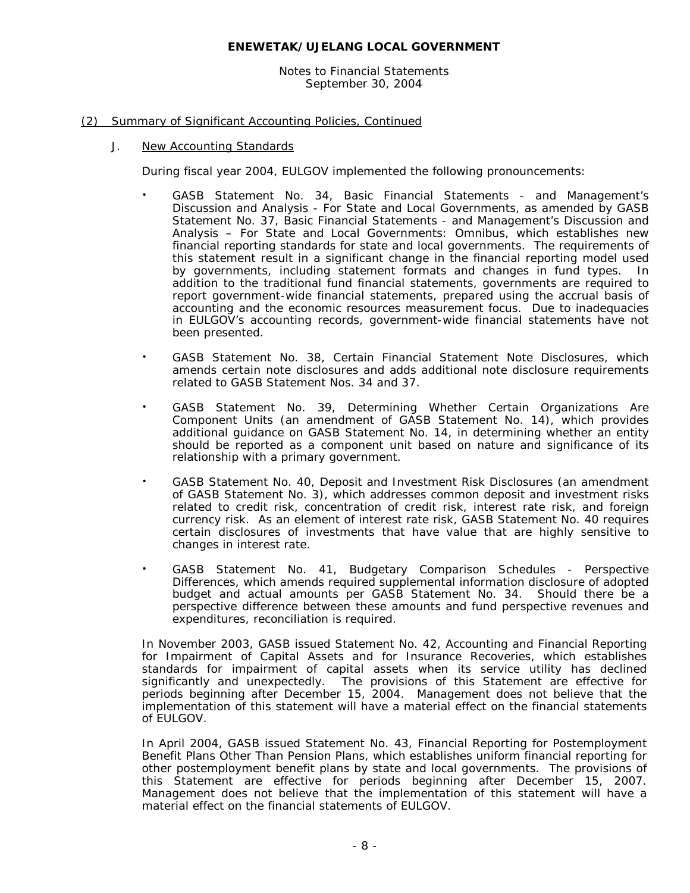## (2) Summary of Significant Accounting Policies, Continued

### J. New Accounting Standards

During fiscal year 2004, EULGOV implemented the following pronouncements:

- GASB Statement No. 34, Basic Financial Statements - and Management's Discussion and Analysis - For State and Local Governments, as amended by GASB Statement No. 37, Basic Financial Statements - and Management's Discussion and Analysis – For State and Local Governments: Omnibus, which establishes new financial reporting standards for state and local governments. The requirements of this statement result in a significant change in the financial reporting model used by governments, including statement formats and changes in fund types. In addition to the traditional fund financial statements, governments are required to report government-wide financial statements, prepared using the accrual basis of accounting and the economic resources measurement focus. Due to inadequacies in EULGOV's accounting records, government-wide financial statements have not been presented.

- GASB Statement No. 38, Certain Financial Statement Note Disclosures, which amends certain note disclosures and adds additional note disclosure requirements related to GASB Statement Nos. 34 and 37.

- GASB Statement No. 39, Determining Whether Certain Organizations Are Component Units (an amendment of GASB Statement No. 14), which provides additional guidance on GASB Statement No. 14, in determining whether an entity should be reported as a component unit based on nature and significance of its relationship with a primary government.

- GASB Statement No. 40, Deposit and Investment Risk Disclosures (an amendment of GASB Statement No. 3), which addresses common deposit and investment risks related to credit risk, concentration of credit risk, interest rate risk, and foreign currency risk. As an element of interest rate risk, GASB Statement No. 40 requires certain disclosures of investments that have value that are highly sensitive to changes in interest rate.

- GASB Statement No. 41, Budgetary Comparison Schedules - Perspective Differences, which amends required supplemental information disclosure of adopted budget and actual amounts per GASB Statement No. 34. Should there be a perspective difference between these amounts and fund perspective revenues and expenditures, reconciliation is required.

In November 2003, GASB issued Statement No. 42, Accounting and Financial Reporting for Impairment of Capital Assets and for Insurance Recoveries, which establishes standards for impairment of capital assets when its service utility has declined significantly and unexpectedly. The provisions of this Statement are effective for periods beginning after December 15, 2004. Management does not believe that the implementation of this statement will have a material effect on the financial statements of EULGOV.

In April 2004, GASB issued Statement No. 43, Financial Reporting for Postemployment Benefit Plans Other Than Pension Plans, which establishes uniform financial reporting for other postemployment benefit plans by state and local governments. The provisions of this Statement are effective for periods beginning after December 15, 2007. Management does not believe that the implementation of this statement will have a material effect on the financial statements of EULGOV.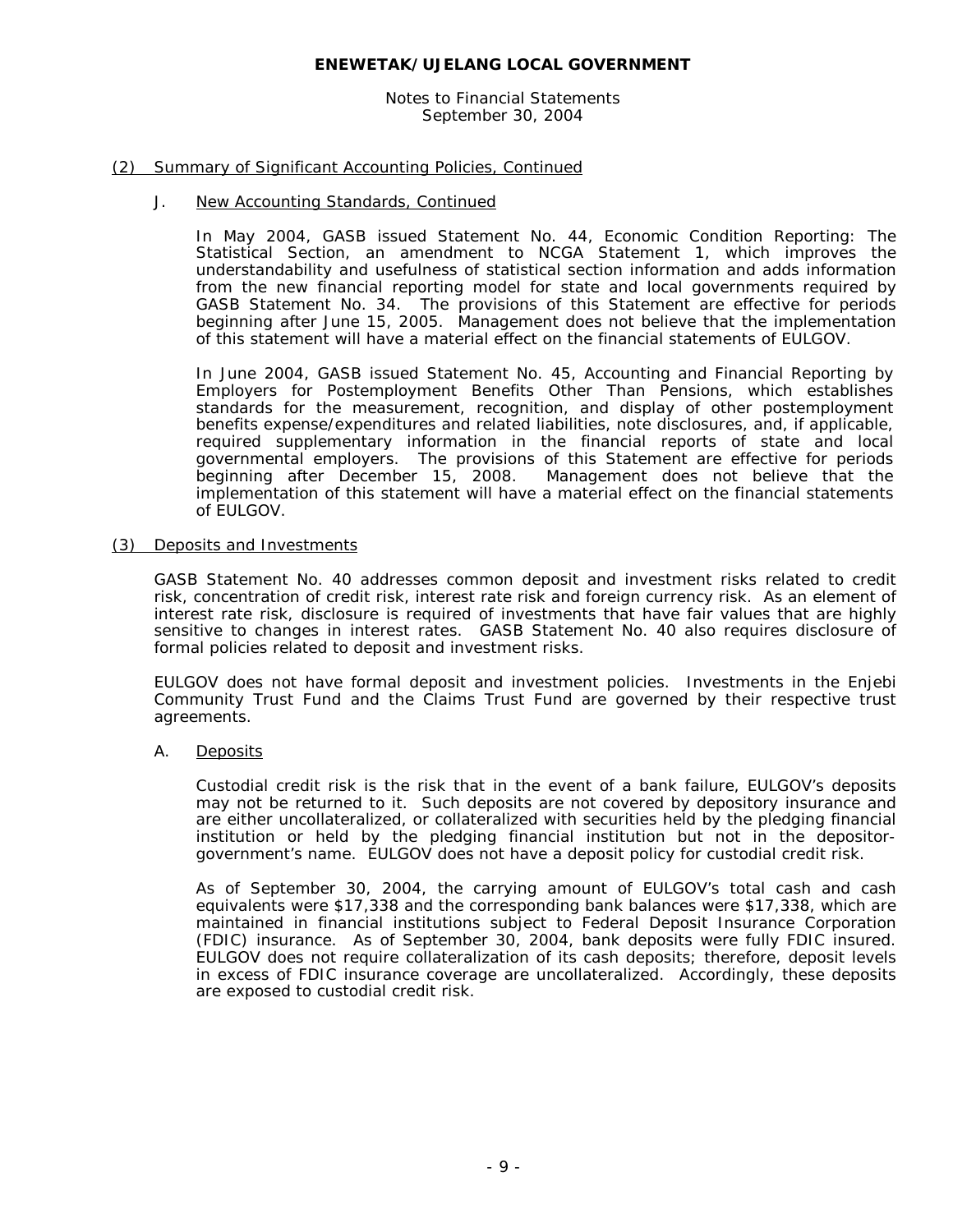## (2) Summary of Significant Accounting Policies, Continued

### J. New Accounting Standards, Continued

In May 2004, GASB issued Statement No. 44, Economic Condition Reporting: The Statistical Section, an amendment to NCGA Statement 1, which improves the understandability and usefulness of statistical section information and adds information from the new financial reporting model for state and local governments required by GASB Statement No. 34. The provisions of this Statement are effective for periods beginning after June 15, 2005. Management does not believe that the implementation of this statement will have a material effect on the financial statements of EULGOV.

In June 2004, GASB issued Statement No. 45, Accounting and Financial Reporting by Employers for Postemployment Benefits Other Than Pensions, which establishes standards for the measurement, recognition, and display of other postemployment benefits expense/expenditures and related liabilities, note disclosures, and, if applicable, required supplementary information in the financial reports of state and local governmental employers. The provisions of this Statement are effective for periods beginning after December 15, 2008. Management does not believe that the implementation of this statement will have a material effect on the financial statements of EULGOV.

## (3) Deposits and Investments

GASB Statement No. 40 addresses common deposit and investment risks related to credit risk, concentration of credit risk, interest rate risk and foreign currency risk. As an element of interest rate risk, disclosure is required of investments that have fair values that are highly sensitive to changes in interest rates. GASB Statement No. 40 also requires disclosure of formal policies related to deposit and investment risks.

EULGOV does not have formal deposit and investment policies. Investments in the Enjebi Community Trust Fund and the Claims Trust Fund are governed by their respective trust agreements.

### A. Deposits

Custodial credit risk is the risk that in the event of a bank failure, EULGOV's deposits may not be returned to it. Such deposits are not covered by depository insurance and are either uncollateralized, or collateralized with securities held by the pledging financial institution or held by the pledging financial institution but not in the depositor-government's name. EULGOV does not have a deposit policy for custodial credit risk.

As of September 30, 2004, the carrying amount of EULGOV's total cash and cash equivalents were $17,338 and the corresponding bank balances were $17,338, which are maintained in financial institutions subject to Federal Deposit Insurance Corporation (FDIC) insurance. As of September 30, 2004, bank deposits were fully FDIC insured. EULGOV does not require collateralization of its cash deposits; therefore, deposit levels in excess of FDIC insurance coverage are uncollateralized. Accordingly, these deposits are exposed to custodial credit risk.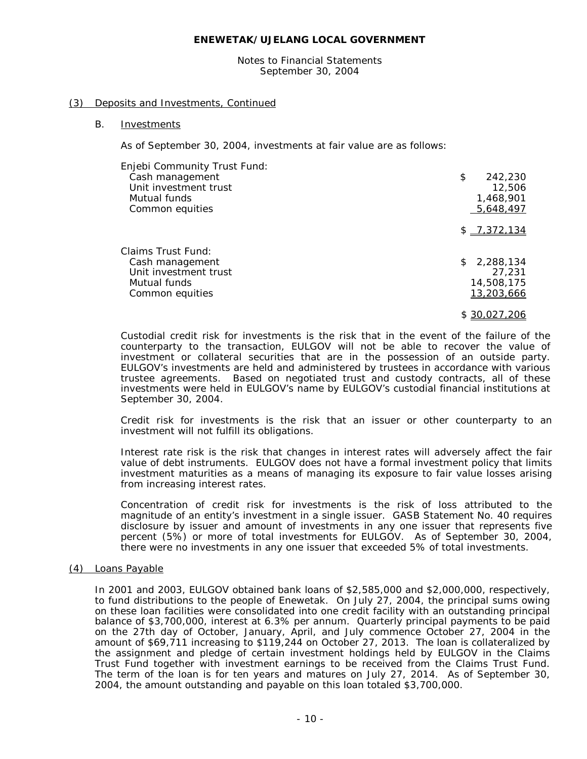## (3) Deposits and Investments, Continued

### B. Investments

As of September 30, 2004, investments at fair value are as follows:

| | |
|---|---|
| Enjebi Community Trust Fund: | |
| Cash management | $ 242,230 |
| Unit investment trust | 12,506 |
| Mutual funds | 1,468,901 |
| Common equities | 5,648,497 |
| | $ 7,372,134 |
| Claims Trust Fund: | |
| Cash management | $ 2,288,134 |
| Unit investment trust | 27,231 |
| Mutual funds | 14,508,175 |
| Common equities | 13,203,666 |
| | $ 30,027,206 |

Custodial credit risk for investments is the risk that in the event of the failure of the counterparty to the transaction, EULGOV will not be able to recover the value of investment or collateral securities that are in the possession of an outside party. EULGOV's investments are held and administered by trustees in accordance with various trustee agreements. Based on negotiated trust and custody contracts, all of these investments were held in EULGOV's name by EULGOV's custodial financial institutions at September 30, 2004.

Credit risk for investments is the risk that an issuer or other counterparty to an investment will not fulfill its obligations.

Interest rate risk is the risk that changes in interest rates will adversely affect the fair value of debt instruments. EULGOV does not have a formal investment policy that limits investment maturities as a means of managing its exposure to fair value losses arising from increasing interest rates.

Concentration of credit risk for investments is the risk of loss attributed to the magnitude of an entity's investment in a single issuer. GASB Statement No. 40 requires disclosure by issuer and amount of investments in any one issuer that represents five percent (5%) or more of total investments for EULGOV. As of September 30, 2004, there were no investments in any one issuer that exceeded 5% of total investments.

## (4) Loans Payable

In 2001 and 2003, EULGOV obtained bank loans of $2,585,000 and $2,000,000, respectively, to fund distributions to the people of Enewetak. On July 27, 2004, the principal sums owing on these loan facilities were consolidated into one credit facility with an outstanding principal balance of $3,700,000, interest at 6.3% per annum. Quarterly principal payments to be paid on the 27th day of October, January, April, and July commence October 27, 2004 in the amount of $69,711 increasing to $119,244 on October 27, 2013. The loan is collateralized by the assignment and pledge of certain investment holdings held by EULGOV in the Claims Trust Fund together with investment earnings to be received from the Claims Trust Fund. The term of the loan is for ten years and matures on July 27, 2014. As of September 30, 2004, the amount outstanding and payable on this loan totaled $3,700,000.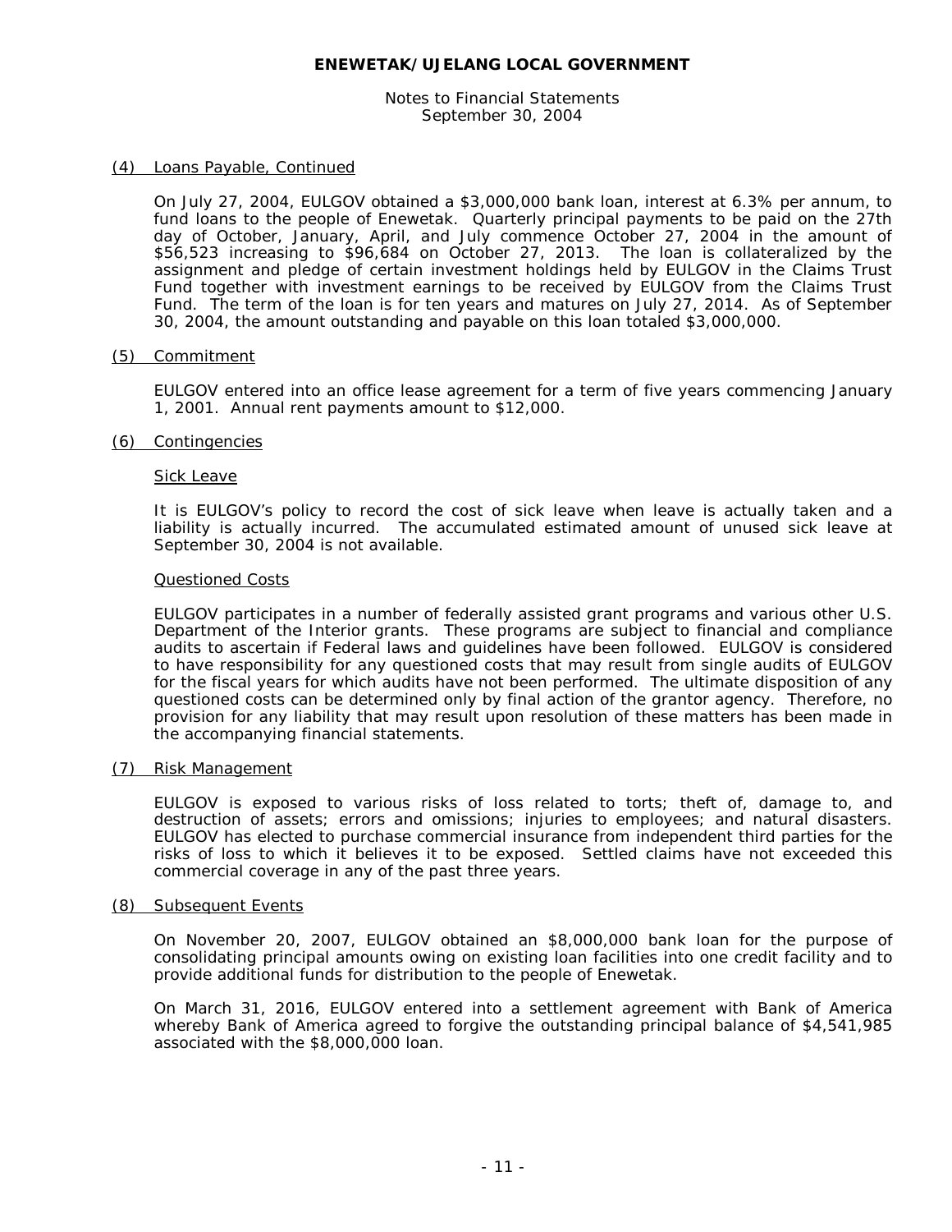## (4) Loans Payable, Continued

On July 27, 2004, EULGOV obtained a $3,000,000 bank loan, interest at 6.3% per annum, to fund loans to the people of Enewetak. Quarterly principal payments to be paid on the 27th day of October, January, April, and July commence October 27, 2004 in the amount of $56,523 increasing to $96,684 on October 27, 2013. The loan is collateralized by the assignment and pledge of certain investment holdings held by EULGOV in the Claims Trust Fund together with investment earnings to be received by EULGOV from the Claims Trust Fund. The term of the loan is for ten years and matures on July 27, 2014. As of September 30, 2004, the amount outstanding and payable on this loan totaled $3,000,000.

## (5) Commitment

EULGOV entered into an office lease agreement for a term of five years commencing January 1, 2001. Annual rent payments amount to $12,000.

## (6) Contingencies

### Sick Leave

It is EULGOV's policy to record the cost of sick leave when leave is actually taken and a liability is actually incurred. The accumulated estimated amount of unused sick leave at September 30, 2004 is not available.

### Questioned Costs

EULGOV participates in a number of federally assisted grant programs and various other U.S. Department of the Interior grants. These programs are subject to financial and compliance audits to ascertain if Federal laws and guidelines have been followed. EULGOV is considered to have responsibility for any questioned costs that may result from single audits of EULGOV for the fiscal years for which audits have not been performed. The ultimate disposition of any questioned costs can be determined only by final action of the grantor agency. Therefore, no provision for any liability that may result upon resolution of these matters has been made in the accompanying financial statements.

## (7) Risk Management

EULGOV is exposed to various risks of loss related to torts; theft of, damage to, and destruction of assets; errors and omissions; injuries to employees; and natural disasters. EULGOV has elected to purchase commercial insurance from independent third parties for the risks of loss to which it believes it to be exposed. Settled claims have not exceeded this commercial coverage in any of the past three years.

## (8) Subsequent Events

On November 20, 2007, EULGOV obtained an $8,000,000 bank loan for the purpose of consolidating principal amounts owing on existing loan facilities into one credit facility and to provide additional funds for distribution to the people of Enewetak.

On March 31, 2016, EULGOV entered into a settlement agreement with Bank of America whereby Bank of America agreed to forgive the outstanding principal balance of $4,541,985 associated with the $8,000,000 loan.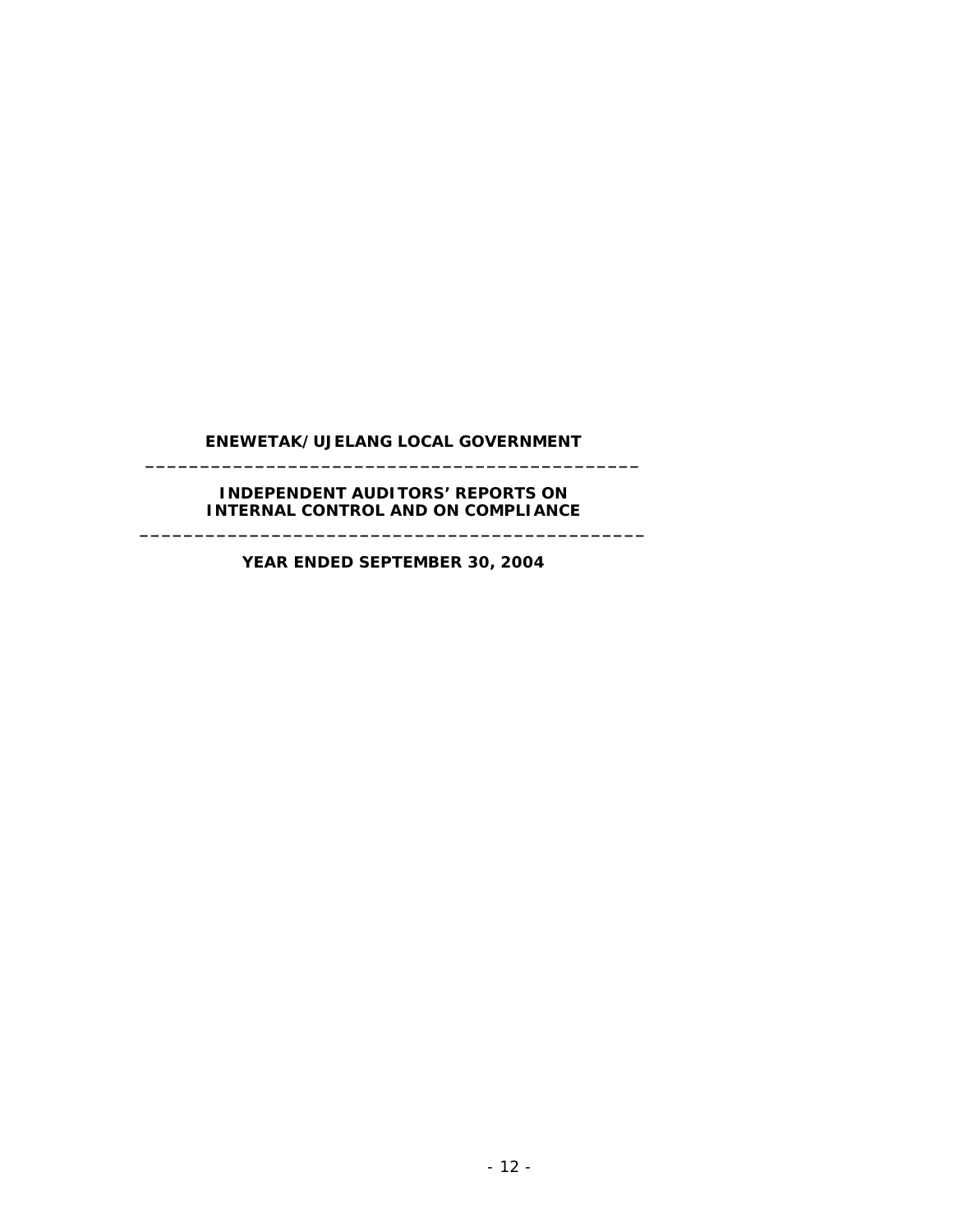**ENEWETAK/UJELANG LOCAL GOVERNMENT**

---

**INDEPENDENT AUDITORS' REPORTS ON INTERNAL CONTROL AND ON COMPLIANCE**

---

**YEAR ENDED SEPTEMBER 30, 2004**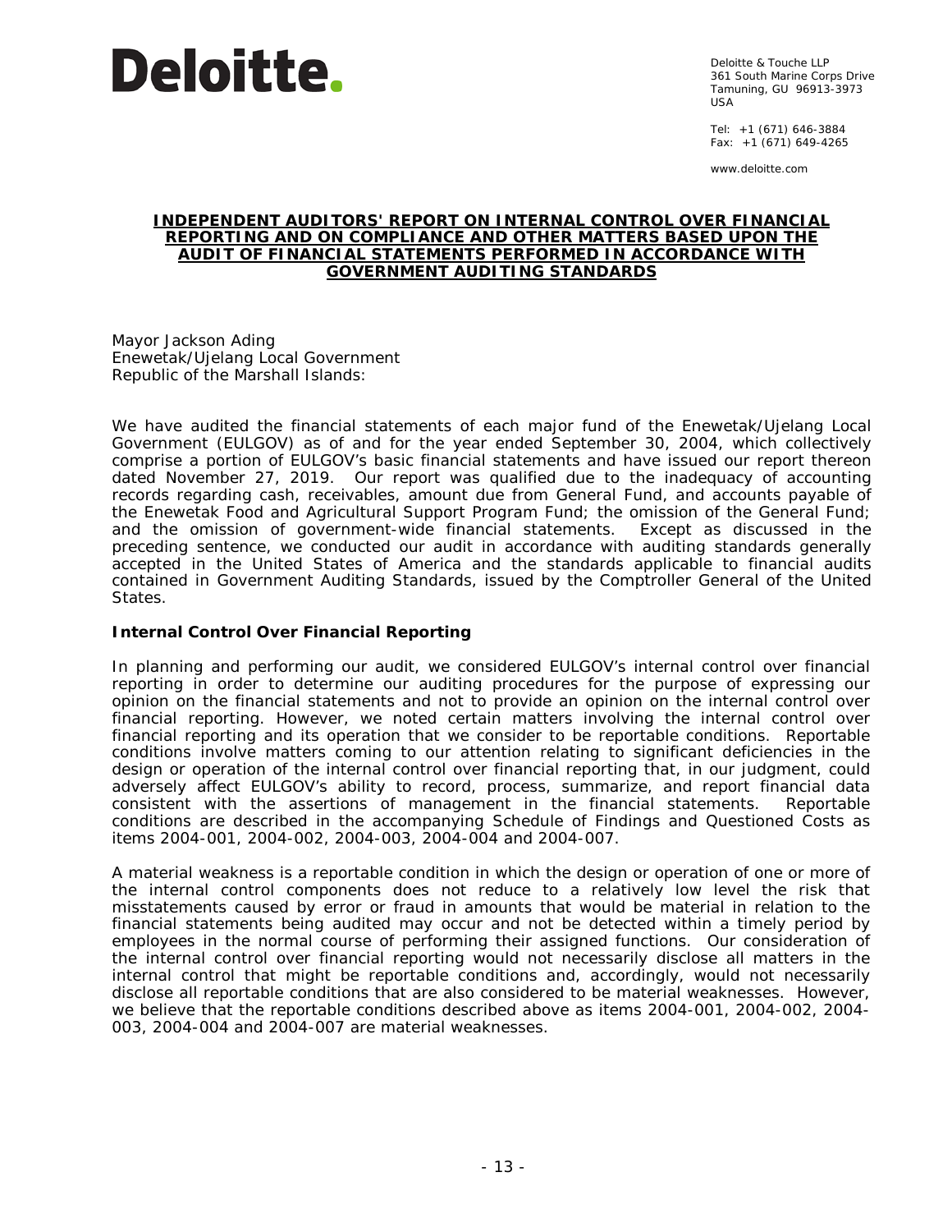Deloitte.

Deloitte & Touche LLP
361 South Marine Corps Drive
Tamuning, GU 96913-3973
USA

Tel: +1 (671) 646-3884
Fax: +1 (671) 649-4265

www.deloitte.com

# INDEPENDENT AUDITORS' REPORT ON INTERNAL CONTROL OVER FINANCIAL REPORTING AND ON COMPLIANCE AND OTHER MATTERS BASED UPON THE AUDIT OF FINANCIAL STATEMENTS PERFORMED IN ACCORDANCE WITH GOVERNMENT AUDITING STANDARDS

Mayor Jackson Ading
Enewetak/Ujelang Local Government
Republic of the Marshall Islands:

We have audited the financial statements of each major fund of the Enewetak/Ujelang Local Government (EULGOV) as of and for the year ended September 30, 2004, which collectively comprise a portion of EULGOV's basic financial statements and have issued our report thereon dated November 27, 2019. Our report was qualified due to the inadequacy of accounting records regarding cash, receivables, amount due from General Fund, and accounts payable of the Enewetak Food and Agricultural Support Program Fund; the omission of the General Fund; and the omission of government-wide financial statements. Except as discussed in the preceding sentence, we conducted our audit in accordance with auditing standards generally accepted in the United States of America and the standards applicable to financial audits contained in Government Auditing Standards, issued by the Comptroller General of the United States.

## Internal Control Over Financial Reporting

In planning and performing our audit, we considered EULGOV's internal control over financial reporting in order to determine our auditing procedures for the purpose of expressing our opinion on the financial statements and not to provide an opinion on the internal control over financial reporting. However, we noted certain matters involving the internal control over financial reporting and its operation that we consider to be reportable conditions. Reportable conditions involve matters coming to our attention relating to significant deficiencies in the design or operation of the internal control over financial reporting that, in our judgment, could adversely affect EULGOV's ability to record, process, summarize, and report financial data consistent with the assertions of management in the financial statements. Reportable conditions are described in the accompanying Schedule of Findings and Questioned Costs as items 2004-001, 2004-002, 2004-003, 2004-004 and 2004-007.

A material weakness is a reportable condition in which the design or operation of one or more of the internal control components does not reduce to a relatively low level the risk that misstatements caused by error or fraud in amounts that would be material in relation to the financial statements being audited may occur and not be detected within a timely period by employees in the normal course of performing their assigned functions. Our consideration of the internal control over financial reporting would not necessarily disclose all matters in the internal control that might be reportable conditions and, accordingly, would not necessarily disclose all reportable conditions that are also considered to be material weaknesses. However, we believe that the reportable conditions described above as items 2004-001, 2004-002, 2004-003, 2004-004 and 2004-007 are material weaknesses.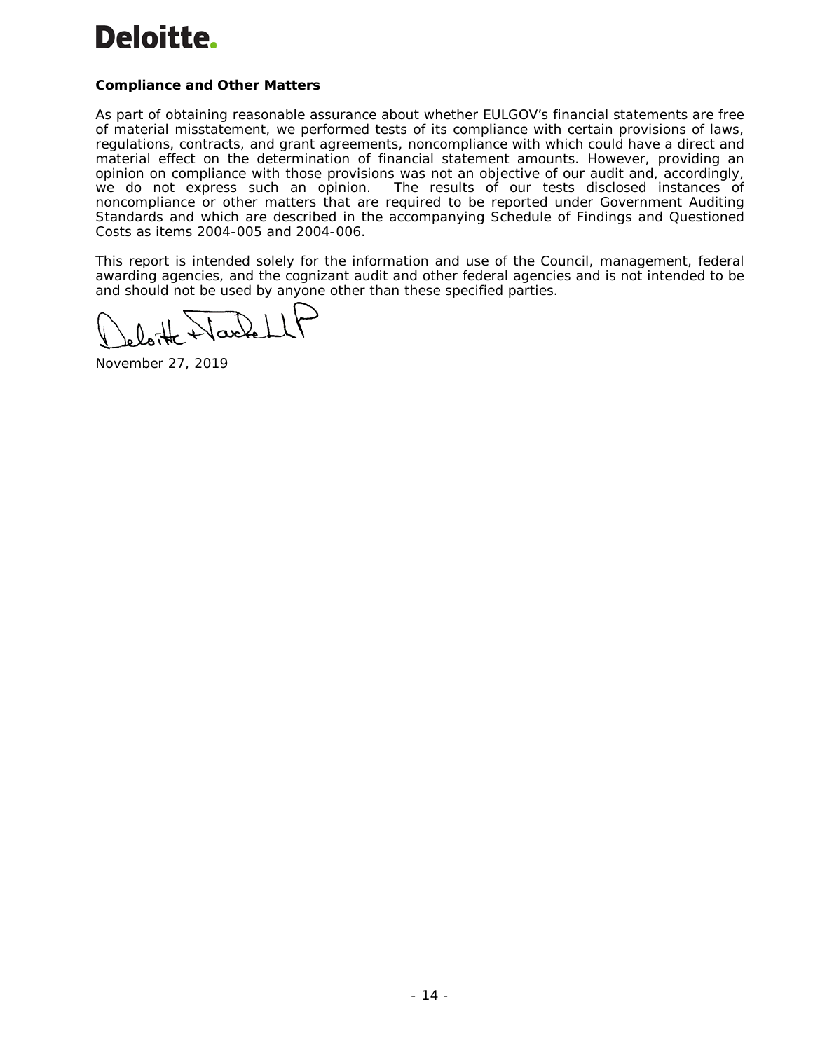Deloitte.

**Compliance and Other Matters**

As part of obtaining reasonable assurance about whether EULGOV's financial statements are free of material misstatement, we performed tests of its compliance with certain provisions of laws, regulations, contracts, and grant agreements, noncompliance with which could have a direct and material effect on the determination of financial statement amounts. However, providing an opinion on compliance with those provisions was not an objective of our audit and, accordingly, we do not express such an opinion. The results of our tests disclosed instances of noncompliance or other matters that are required to be reported under Government Auditing Standards and which are described in the accompanying Schedule of Findings and Questioned Costs as items 2004-005 and 2004-006.

This report is intended solely for the information and use of the Council, management, federal awarding agencies, and the cognizant audit and other federal agencies and is not intended to be and should not be used by anyone other than these specified parties.

Deloitte & Touche LLP

November 27, 2019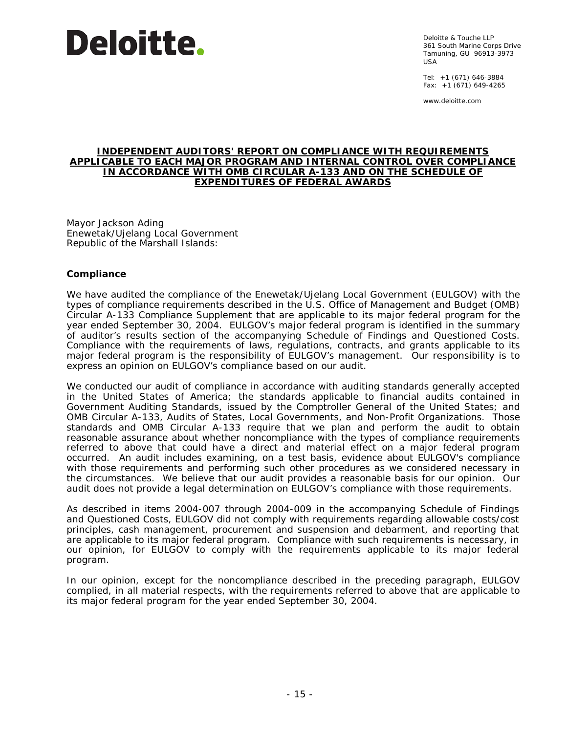**Deloitte.**

Deloitte & Touche LLP
361 South Marine Corps Drive
Tamuning, GU 96913-3973
USA

Tel: +1 (671) 646-3884
Fax: +1 (671) 649-4265

www.deloitte.com

**INDEPENDENT AUDITORS' REPORT ON COMPLIANCE WITH REQUIREMENTS APPLICABLE TO EACH MAJOR PROGRAM AND INTERNAL CONTROL OVER COMPLIANCE IN ACCORDANCE WITH OMB CIRCULAR A-133 AND ON THE SCHEDULE OF EXPENDITURES OF FEDERAL AWARDS**

Mayor Jackson Ading
Enewetak/Ujelang Local Government
Republic of the Marshall Islands:

**Compliance**

We have audited the compliance of the Enewetak/Ujelang Local Government (EULGOV) with the types of compliance requirements described in the U.S. Office of Management and Budget (OMB) Circular A-133 Compliance Supplement that are applicable to its major federal program for the year ended September 30, 2004. EULGOV's major federal program is identified in the summary of auditor's results section of the accompanying Schedule of Findings and Questioned Costs. Compliance with the requirements of laws, regulations, contracts, and grants applicable to its major federal program is the responsibility of EULGOV's management. Our responsibility is to express an opinion on EULGOV's compliance based on our audit.

We conducted our audit of compliance in accordance with auditing standards generally accepted in the United States of America; the standards applicable to financial audits contained in Government Auditing Standards, issued by the Comptroller General of the United States; and OMB Circular A-133, Audits of States, Local Governments, and Non-Profit Organizations. Those standards and OMB Circular A-133 require that we plan and perform the audit to obtain reasonable assurance about whether noncompliance with the types of compliance requirements referred to above that could have a direct and material effect on a major federal program occurred. An audit includes examining, on a test basis, evidence about EULGOV's compliance with those requirements and performing such other procedures as we considered necessary in the circumstances. We believe that our audit provides a reasonable basis for our opinion. Our audit does not provide a legal determination on EULGOV's compliance with those requirements.

As described in items 2004-007 through 2004-009 in the accompanying Schedule of Findings and Questioned Costs, EULGOV did not comply with requirements regarding allowable costs/cost principles, cash management, procurement and suspension and debarment, and reporting that are applicable to its major federal program. Compliance with such requirements is necessary, in our opinion, for EULGOV to comply with the requirements applicable to its major federal program.

In our opinion, except for the noncompliance described in the preceding paragraph, EULGOV complied, in all material respects, with the requirements referred to above that are applicable to its major federal program for the year ended September 30, 2004.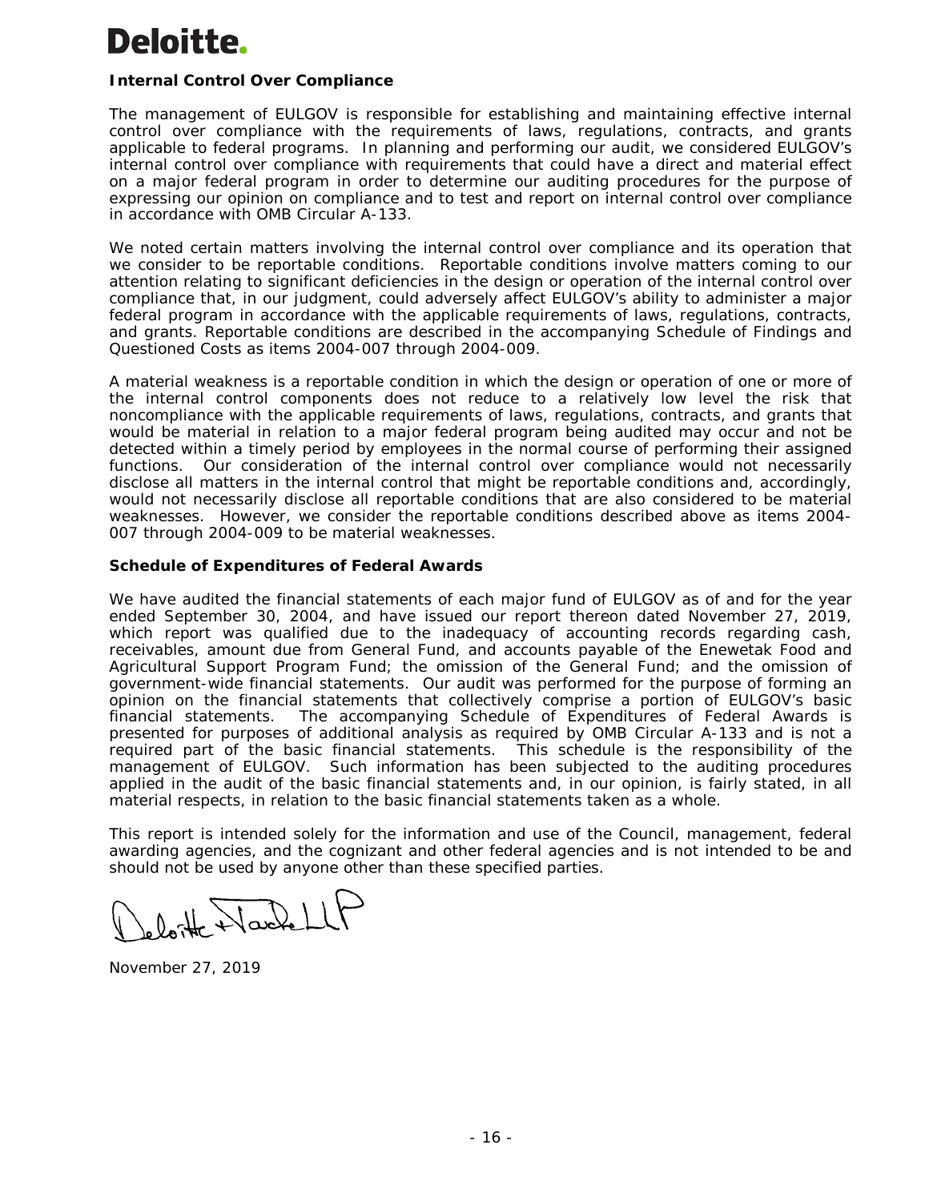**Deloitte.**

**Internal Control Over Compliance**

The management of EULGOV is responsible for establishing and maintaining effective internal control over compliance with the requirements of laws, regulations, contracts, and grants applicable to federal programs. In planning and performing our audit, we considered EULGOV's internal control over compliance with requirements that could have a direct and material effect on a major federal program in order to determine our auditing procedures for the purpose of expressing our opinion on compliance and to test and report on internal control over compliance in accordance with OMB Circular A-133.

We noted certain matters involving the internal control over compliance and its operation that we consider to be reportable conditions. Reportable conditions involve matters coming to our attention relating to significant deficiencies in the design or operation of the internal control over compliance that, in our judgment, could adversely affect EULGOV's ability to administer a major federal program in accordance with the applicable requirements of laws, regulations, contracts, and grants. Reportable conditions are described in the accompanying Schedule of Findings and Questioned Costs as items 2004-007 through 2004-009.

A material weakness is a reportable condition in which the design or operation of one or more of the internal control components does not reduce to a relatively low level the risk that noncompliance with the applicable requirements of laws, regulations, contracts, and grants that would be material in relation to a major federal program being audited may occur and not be detected within a timely period by employees in the normal course of performing their assigned functions. Our consideration of the internal control over compliance would not necessarily disclose all matters in the internal control that might be reportable conditions and, accordingly, would not necessarily disclose all reportable conditions that are also considered to be material weaknesses. However, we consider the reportable conditions described above as items 2004-007 through 2004-009 to be material weaknesses.

**Schedule of Expenditures of Federal Awards**

We have audited the financial statements of each major fund of EULGOV as of and for the year ended September 30, 2004, and have issued our report thereon dated November 27, 2019, which report was qualified due to the inadequacy of accounting records regarding cash, receivables, amount due from General Fund, and accounts payable of the Enewetak Food and Agricultural Support Program Fund; the omission of the General Fund; and the omission of government-wide financial statements. Our audit was performed for the purpose of forming an opinion on the financial statements that collectively comprise a portion of EULGOV's basic financial statements. The accompanying Schedule of Expenditures of Federal Awards is presented for purposes of additional analysis as required by OMB Circular A-133 and is not a required part of the basic financial statements. This schedule is the responsibility of the management of EULGOV. Such information has been subjected to the auditing procedures applied in the audit of the basic financial statements and, in our opinion, is fairly stated, in all material respects, in relation to the basic financial statements taken as a whole.

This report is intended solely for the information and use of the Council, management, federal awarding agencies, and the cognizant and other federal agencies and is not intended to be and should not be used by anyone other than these specified parties.

Deloitte & Touche LLP

November 27, 2019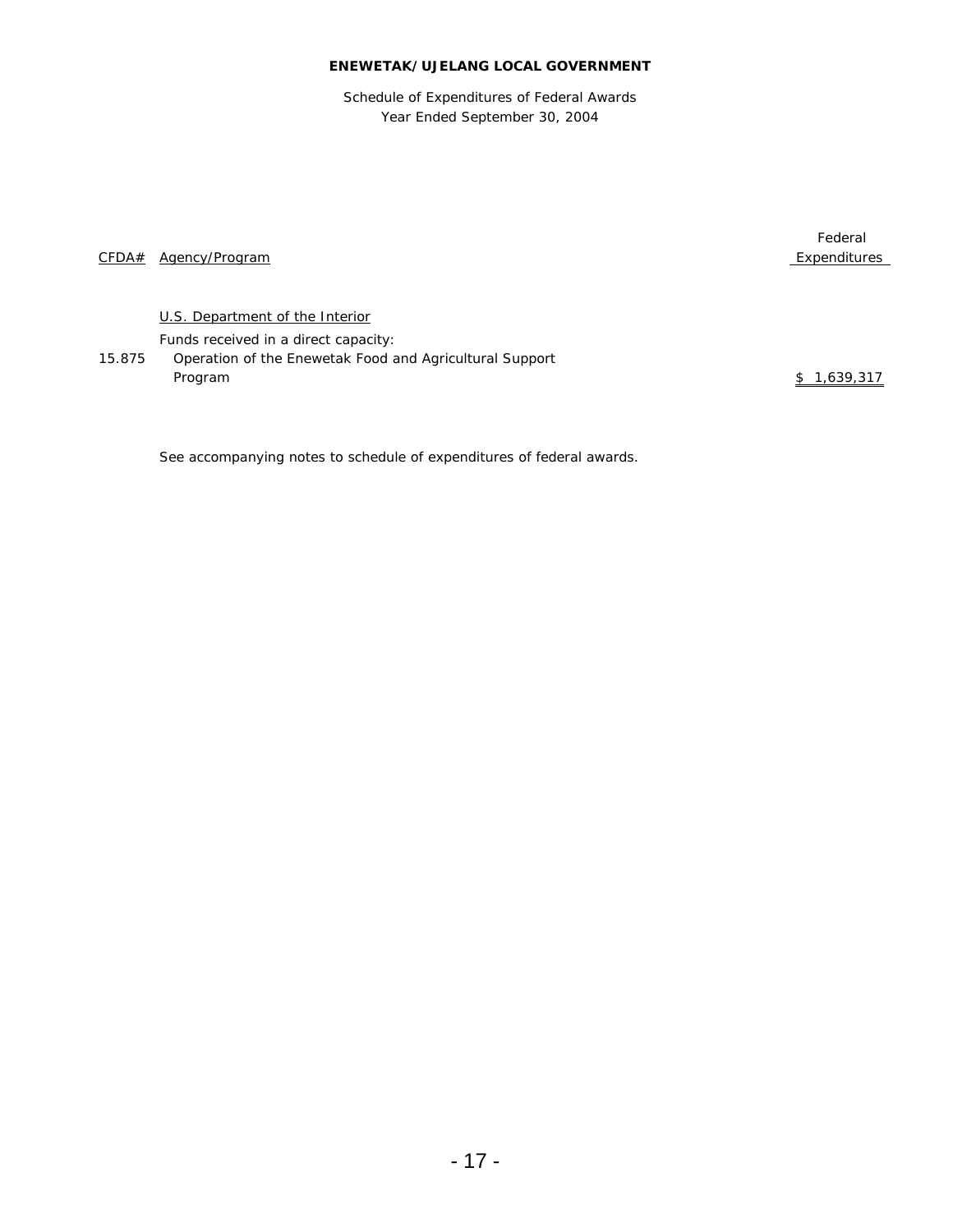**ENEWETAK/UJELANG LOCAL GOVERNMENT**

Schedule of Expenditures of Federal Awards
Year Ended September 30, 2004

| CFDA# | Agency/Program | Federal Expenditures |
|---|---|---|
| | U.S. Department of the Interior | |
| | Funds received in a direct capacity: | |
| 15.875 | Operation of the Enewetak Food and Agricultural Support Program | $ 1,639,317 |

See accompanying notes to schedule of expenditures of federal awards.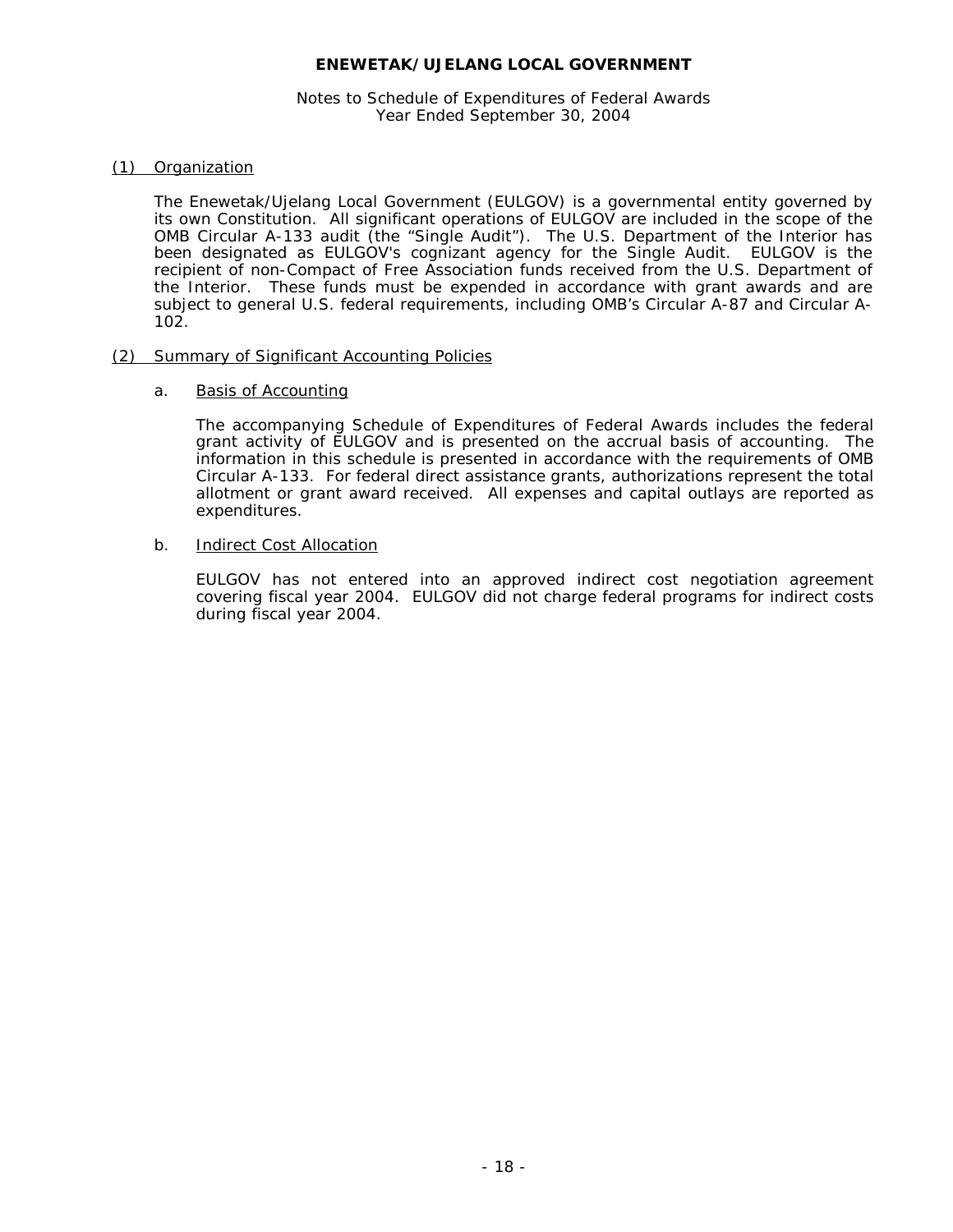# ENEWETAK/UJELANG LOCAL GOVERNMENT

Notes to Schedule of Expenditures of Federal Awards
Year Ended September 30, 2004

## (1) Organization

The Enewetak/Ujelang Local Government (EULGOV) is a governmental entity governed by its own Constitution. All significant operations of EULGOV are included in the scope of the OMB Circular A-133 audit (the "Single Audit"). The U.S. Department of the Interior has been designated as EULGOV's cognizant agency for the Single Audit. EULGOV is the recipient of non-Compact of Free Association funds received from the U.S. Department of the Interior. These funds must be expended in accordance with grant awards and are subject to general U.S. federal requirements, including OMB's Circular A-87 and Circular A-102.

## (2) Summary of Significant Accounting Policies

### a. Basis of Accounting

The accompanying Schedule of Expenditures of Federal Awards includes the federal grant activity of EULGOV and is presented on the accrual basis of accounting. The information in this schedule is presented in accordance with the requirements of OMB Circular A-133. For federal direct assistance grants, authorizations represent the total allotment or grant award received. All expenses and capital outlays are reported as expenditures.

### b. Indirect Cost Allocation

EULGOV has not entered into an approved indirect cost negotiation agreement covering fiscal year 2004. EULGOV did not charge federal programs for indirect costs during fiscal year 2004.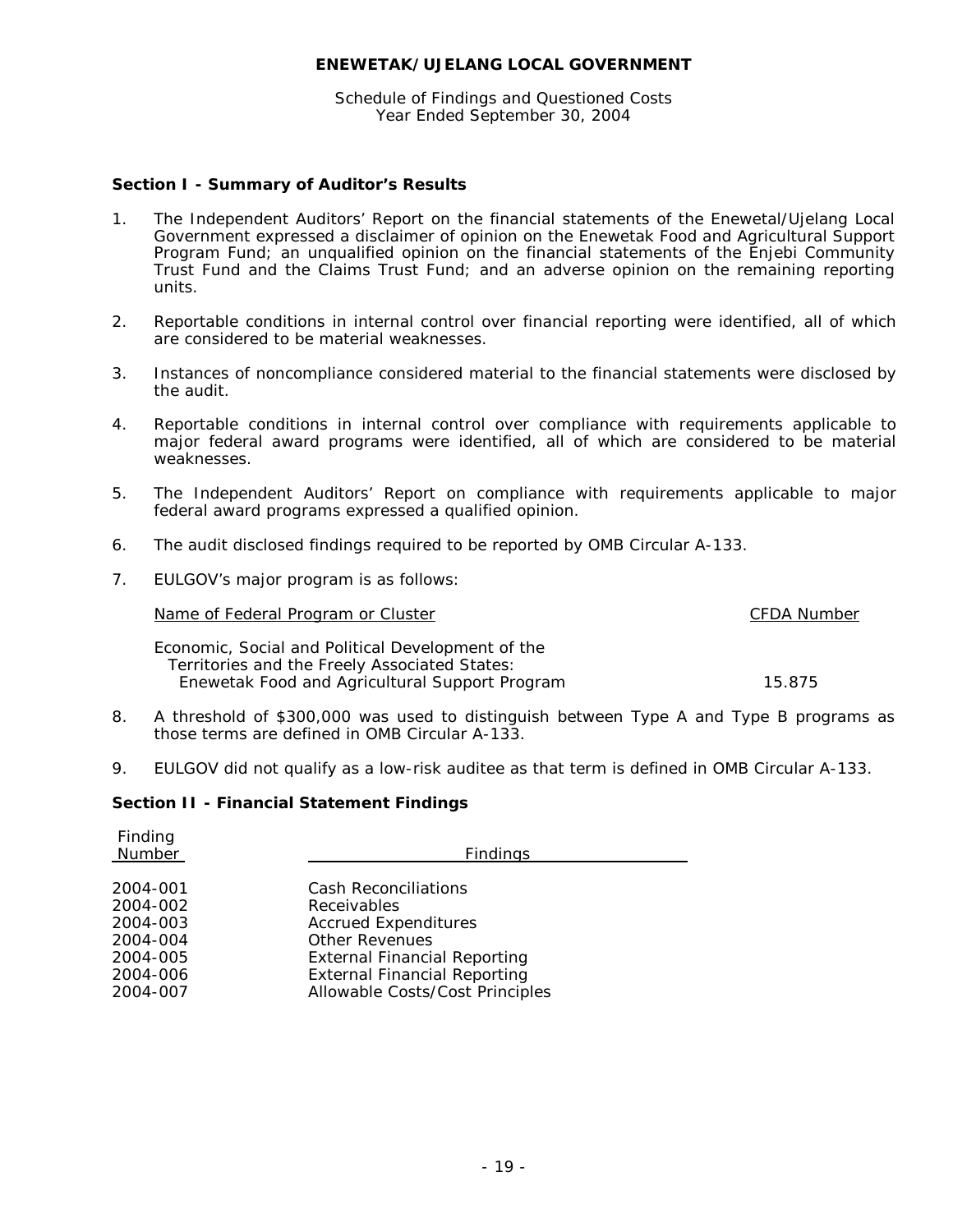**ENEWETAK/UJELANG LOCAL GOVERNMENT**

Schedule of Findings and Questioned Costs
Year Ended September 30, 2004

### Section I - Summary of Auditor's Results

1. The Independent Auditors' Report on the financial statements of the Enewetal/Ujelang Local Government expressed a disclaimer of opinion on the Enewetak Food and Agricultural Support Program Fund; an unqualified opinion on the financial statements of the Enjebi Community Trust Fund and the Claims Trust Fund; and an adverse opinion on the remaining reporting units.

2. Reportable conditions in internal control over financial reporting were identified, all of which are considered to be material weaknesses.

3. Instances of noncompliance considered material to the financial statements were disclosed by the audit.

4. Reportable conditions in internal control over compliance with requirements applicable to major federal award programs were identified, all of which are considered to be material weaknesses.

5. The Independent Auditors' Report on compliance with requirements applicable to major federal award programs expressed a qualified opinion.

6. The audit disclosed findings required to be reported by OMB Circular A-133.

7. EULGOV's major program is as follows:

| Name of Federal Program or Cluster | CFDA Number |
|---|---|
| Economic, Social and Political Development of the Territories and the Freely Associated States: Enewetak Food and Agricultural Support Program | 15.875 |

8. A threshold of $300,000 was used to distinguish between Type A and Type B programs as those terms are defined in OMB Circular A-133.

9. EULGOV did not qualify as a low-risk auditee as that term is defined in OMB Circular A-133.

### Section II - Financial Statement Findings

| Finding Number | Findings |
|---|---|
| 2004-001 | Cash Reconciliations |
| 2004-002 | Receivables |
| 2004-003 | Accrued Expenditures |
| 2004-004 | Other Revenues |
| 2004-005 | External Financial Reporting |
| 2004-006 | External Financial Reporting |
| 2004-007 | Allowable Costs/Cost Principles |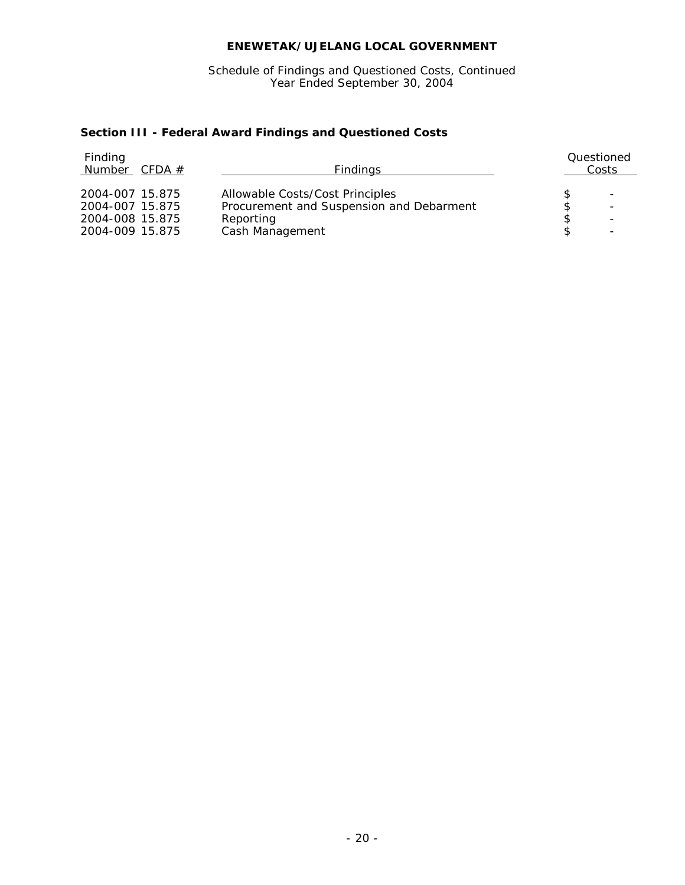**ENEWETAK/UJELANG LOCAL GOVERNMENT**

Schedule of Findings and Questioned Costs, Continued
Year Ended September 30, 2004

### Section III - Federal Award Findings and Questioned Costs

| Finding Number | CFDA # | Findings | Questioned Costs |
|---|---|---|---|
| 2004-007 | 15.875 | Allowable Costs/Cost Principles | $ - |
| 2004-007 | 15.875 | Procurement and Suspension and Debarment | $ - |
| 2004-008 | 15.875 | Reporting | $ - |
| 2004-009 | 15.875 | Cash Management | $ - |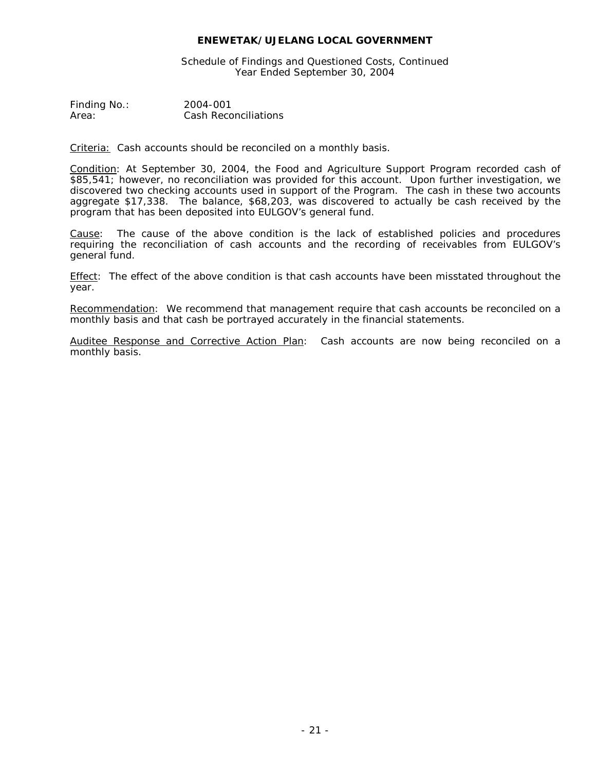**ENEWETAK/UJELANG LOCAL GOVERNMENT**

Schedule of Findings and Questioned Costs, Continued
Year Ended September 30, 2004

Finding No.: 2004-001
Area: Cash Reconciliations

Criteria: Cash accounts should be reconciled on a monthly basis.

Condition: At September 30, 2004, the Food and Agriculture Support Program recorded cash of $85,541; however, no reconciliation was provided for this account. Upon further investigation, we discovered two checking accounts used in support of the Program. The cash in these two accounts aggregate $17,338. The balance, $68,203, was discovered to actually be cash received by the program that has been deposited into EULGOV's general fund.

Cause: The cause of the above condition is the lack of established policies and procedures requiring the reconciliation of cash accounts and the recording of receivables from EULGOV's general fund.

Effect: The effect of the above condition is that cash accounts have been misstated throughout the year.

Recommendation: We recommend that management require that cash accounts be reconciled on a monthly basis and that cash be portrayed accurately in the financial statements.

Auditee Response and Corrective Action Plan: Cash accounts are now being reconciled on a monthly basis.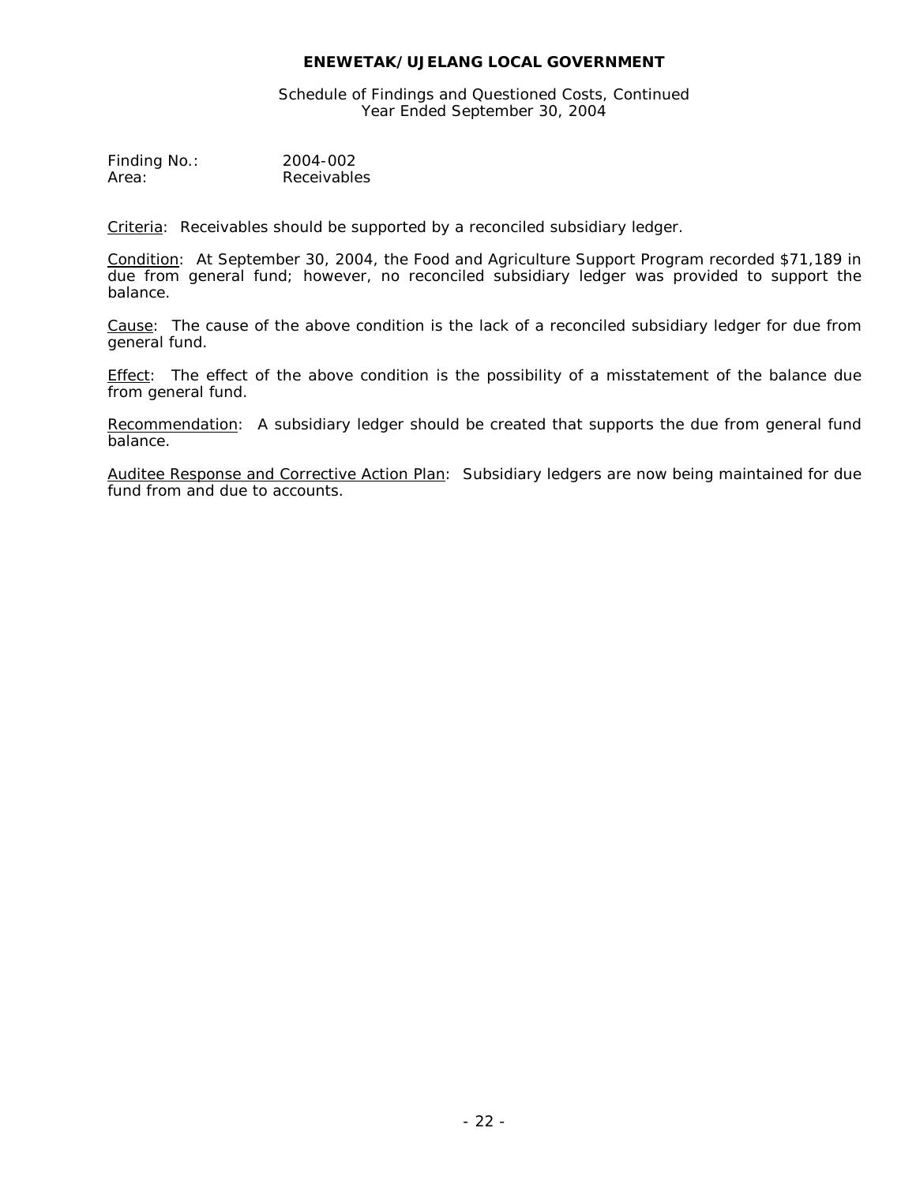**ENEWETAK/UJELANG LOCAL GOVERNMENT**

Schedule of Findings and Questioned Costs, Continued
Year Ended September 30, 2004

Finding No.: 2004-002
Area: Receivables

Criteria: Receivables should be supported by a reconciled subsidiary ledger.

Condition: At September 30, 2004, the Food and Agriculture Support Program recorded $71,189 in due from general fund; however, no reconciled subsidiary ledger was provided to support the balance.

Cause: The cause of the above condition is the lack of a reconciled subsidiary ledger for due from general fund.

Effect: The effect of the above condition is the possibility of a misstatement of the balance due from general fund.

Recommendation: A subsidiary ledger should be created that supports the due from general fund balance.

Auditee Response and Corrective Action Plan: Subsidiary ledgers are now being maintained for due fund from and due to accounts.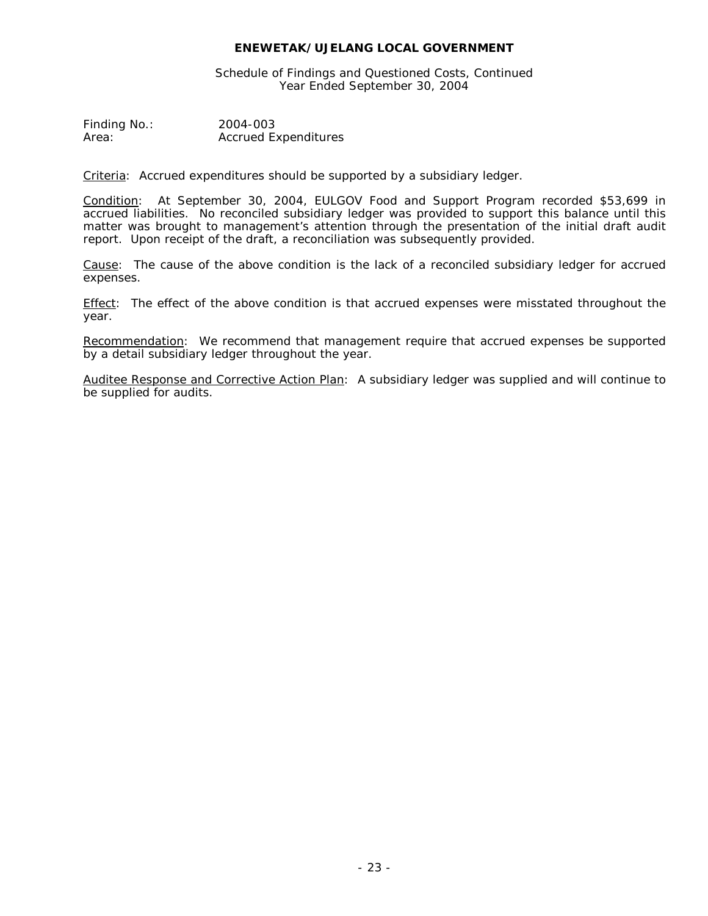**ENEWETAK/UJELANG LOCAL GOVERNMENT**

Schedule of Findings and Questioned Costs, Continued
Year Ended September 30, 2004

Finding No.: 2004-003
Area: Accrued Expenditures

Criteria: Accrued expenditures should be supported by a subsidiary ledger.

Condition: At September 30, 2004, EULGOV Food and Support Program recorded $53,699 in accrued liabilities. No reconciled subsidiary ledger was provided to support this balance until this matter was brought to management's attention through the presentation of the initial draft audit report. Upon receipt of the draft, a reconciliation was subsequently provided.

Cause: The cause of the above condition is the lack of a reconciled subsidiary ledger for accrued expenses.

Effect: The effect of the above condition is that accrued expenses were misstated throughout the year.

Recommendation: We recommend that management require that accrued expenses be supported by a detail subsidiary ledger throughout the year.

Auditee Response and Corrective Action Plan: A subsidiary ledger was supplied and will continue to be supplied for audits.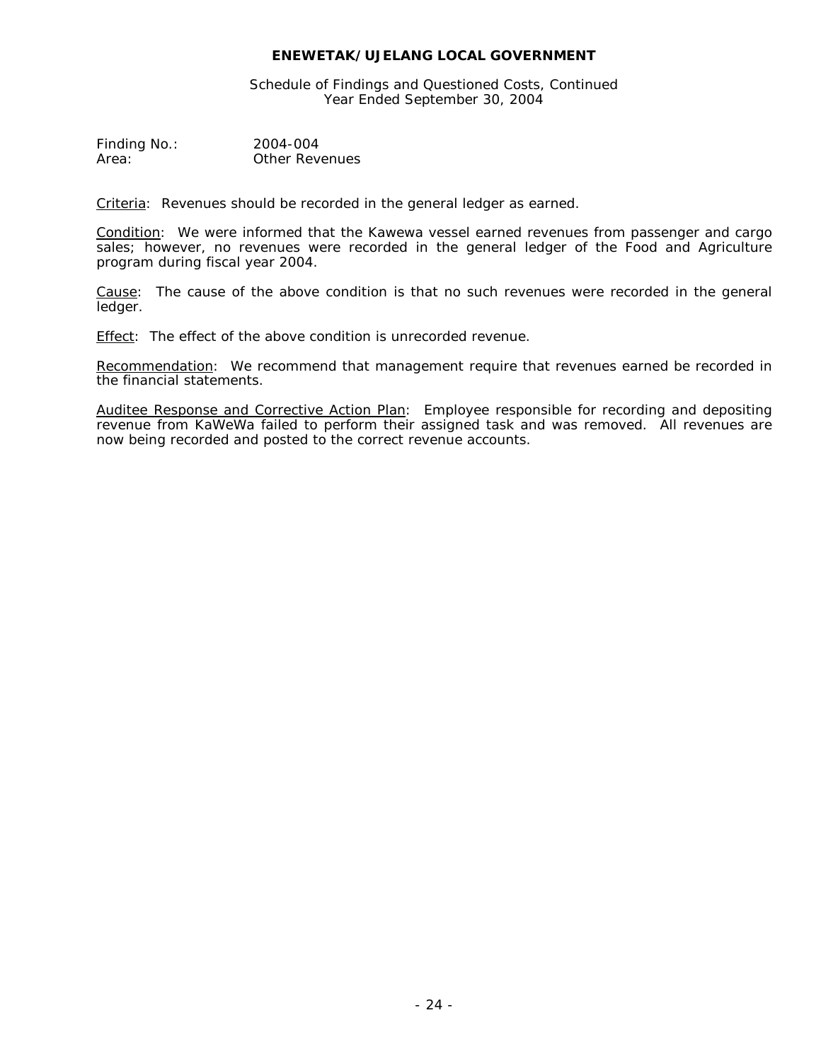**ENEWETAK/UJELANG LOCAL GOVERNMENT**

Schedule of Findings and Questioned Costs, Continued
Year Ended September 30, 2004

Finding No.: 2004-004
Area: Other Revenues

Criteria: Revenues should be recorded in the general ledger as earned.

Condition: We were informed that the Kawewa vessel earned revenues from passenger and cargo sales; however, no revenues were recorded in the general ledger of the Food and Agriculture program during fiscal year 2004.

Cause: The cause of the above condition is that no such revenues were recorded in the general ledger.

Effect: The effect of the above condition is unrecorded revenue.

Recommendation: We recommend that management require that revenues earned be recorded in the financial statements.

Auditee Response and Corrective Action Plan: Employee responsible for recording and depositing revenue from KaWeWa failed to perform their assigned task and was removed. All revenues are now being recorded and posted to the correct revenue accounts.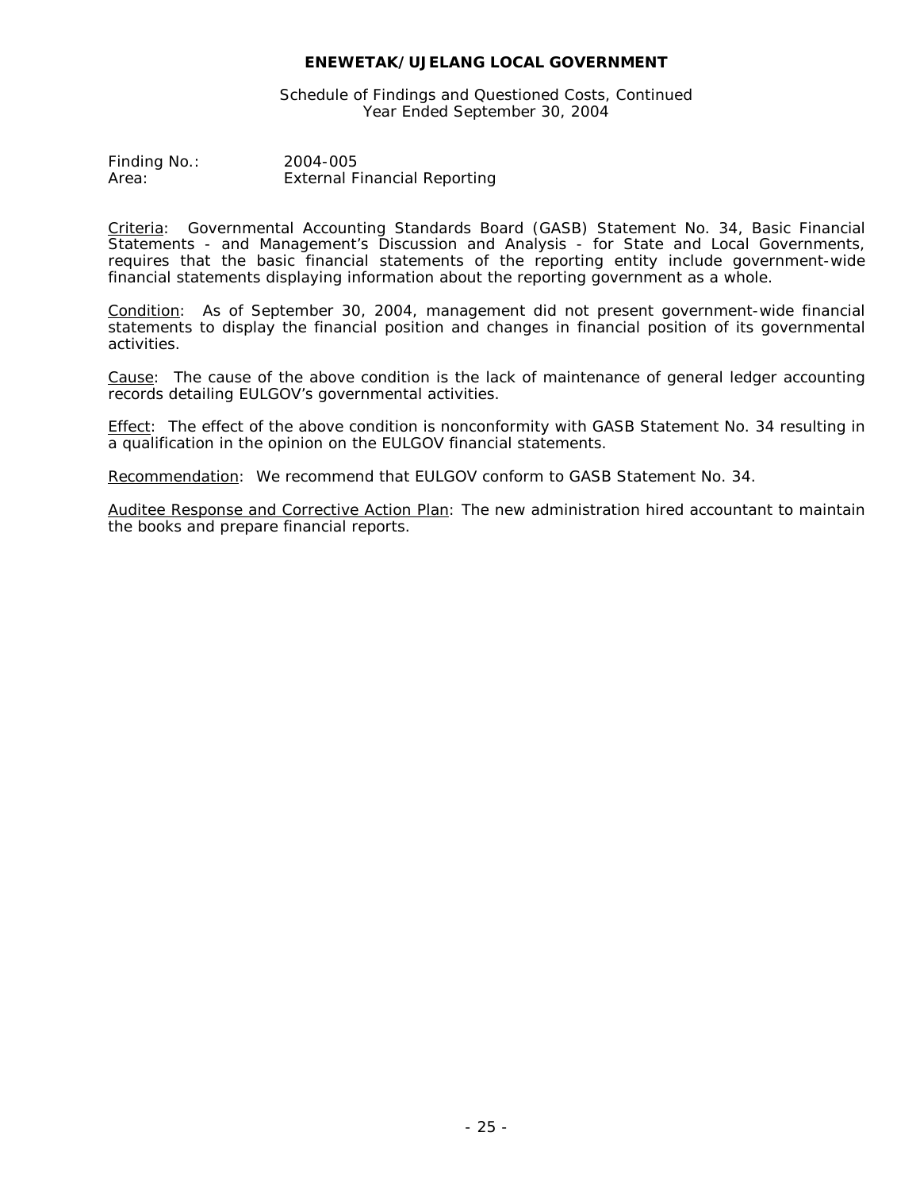**ENEWETAK/UJELANG LOCAL GOVERNMENT**

Schedule of Findings and Questioned Costs, Continued
Year Ended September 30, 2004

Finding No.: 2004-005
Area: External Financial Reporting

Criteria: Governmental Accounting Standards Board (GASB) Statement No. 34, Basic Financial Statements - and Management's Discussion and Analysis - for State and Local Governments, requires that the basic financial statements of the reporting entity include government-wide financial statements displaying information about the reporting government as a whole.

Condition: As of September 30, 2004, management did not present government-wide financial statements to display the financial position and changes in financial position of its governmental activities.

Cause: The cause of the above condition is the lack of maintenance of general ledger accounting records detailing EULGOV's governmental activities.

Effect: The effect of the above condition is nonconformity with GASB Statement No. 34 resulting in a qualification in the opinion on the EULGOV financial statements.

Recommendation: We recommend that EULGOV conform to GASB Statement No. 34.

Auditee Response and Corrective Action Plan: The new administration hired accountant to maintain the books and prepare financial reports.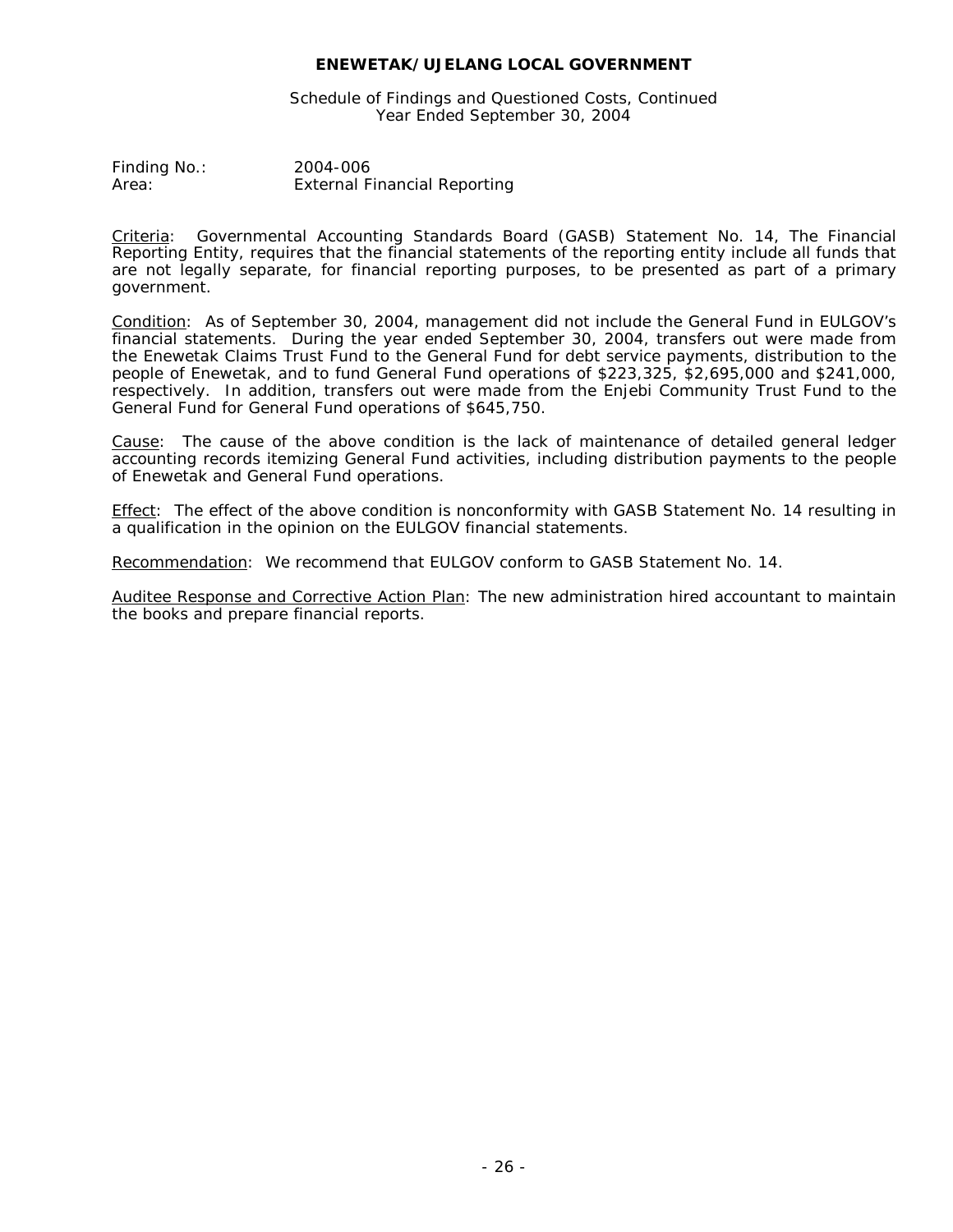**ENEWETAK/UJELANG LOCAL GOVERNMENT**

Schedule of Findings and Questioned Costs, Continued
Year Ended September 30, 2004

Finding No.: 2004-006
Area: External Financial Reporting

Criteria: Governmental Accounting Standards Board (GASB) Statement No. 14, The Financial Reporting Entity, requires that the financial statements of the reporting entity include all funds that are not legally separate, for financial reporting purposes, to be presented as part of a primary government.

Condition: As of September 30, 2004, management did not include the General Fund in EULGOV's financial statements. During the year ended September 30, 2004, transfers out were made from the Enewetak Claims Trust Fund to the General Fund for debt service payments, distribution to the people of Enewetak, and to fund General Fund operations of $223,325, $2,695,000 and $241,000, respectively. In addition, transfers out were made from the Enjebi Community Trust Fund to the General Fund for General Fund operations of $645,750.

Cause: The cause of the above condition is the lack of maintenance of detailed general ledger accounting records itemizing General Fund activities, including distribution payments to the people of Enewetak and General Fund operations.

Effect: The effect of the above condition is nonconformity with GASB Statement No. 14 resulting in a qualification in the opinion on the EULGOV financial statements.

Recommendation: We recommend that EULGOV conform to GASB Statement No. 14.

Auditee Response and Corrective Action Plan: The new administration hired accountant to maintain the books and prepare financial reports.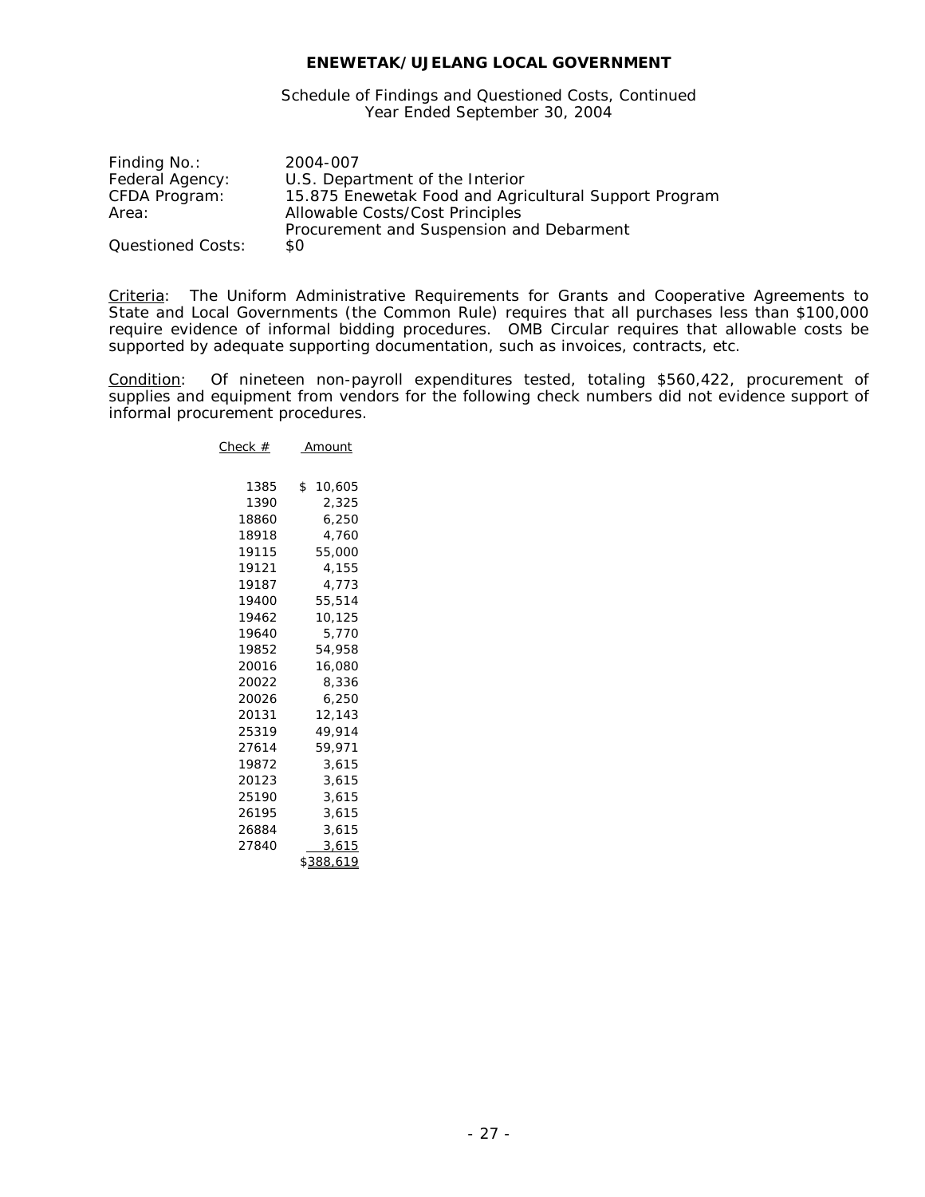**ENEWETAK/UJELANG LOCAL GOVERNMENT**

Schedule of Findings and Questioned Costs, Continued
Year Ended September 30, 2004

| | |
|---|---|
| Finding No.: | 2004-007 |
| Federal Agency: | U.S. Department of the Interior |
| CFDA Program: | 15.875 Enewetak Food and Agricultural Support Program |
| Area: | Allowable Costs/Cost Principles |
| | Procurement and Suspension and Debarment |
| Questioned Costs: | $0 |

Criteria: The Uniform Administrative Requirements for Grants and Cooperative Agreements to State and Local Governments (the Common Rule) requires that all purchases less than $100,000 require evidence of informal bidding procedures. OMB Circular requires that allowable costs be supported by adequate supporting documentation, such as invoices, contracts, etc.

Condition: Of nineteen non-payroll expenditures tested, totaling $560,422, procurement of supplies and equipment from vendors for the following check numbers did not evidence support of informal procurement procedures.

| Check # | Amount |
|---|---|
| 1385 | $ 10,605 |
| 1390 | 2,325 |
| 18860 | 6,250 |
| 18918 | 4,760 |
| 19115 | 55,000 |
| 19121 | 4,155 |
| 19187 | 4,773 |
| 19400 | 55,514 |
| 19462 | 10,125 |
| 19640 | 5,770 |
| 19852 | 54,958 |
| 20016 | 16,080 |
| 20022 | 8,336 |
| 20026 | 6,250 |
| 20131 | 12,143 |
| 25319 | 49,914 |
| 27614 | 59,971 |
| 19872 | 3,615 |
| 20123 | 3,615 |
| 25190 | 3,615 |
| 26195 | 3,615 |
| 26884 | 3,615 |
| 27840 | 3,615 |
| | $388,619 |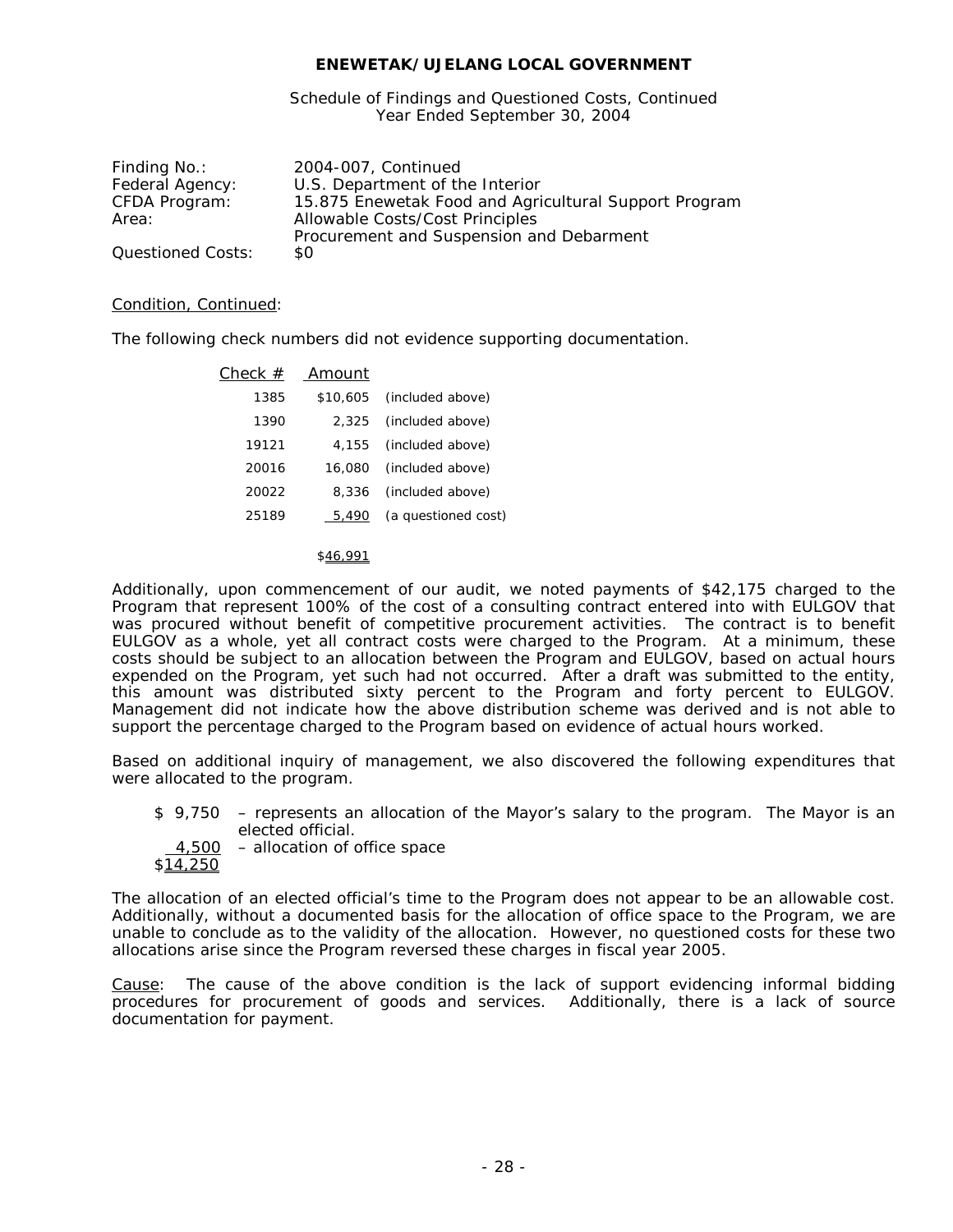**ENEWETAK/UJELANG LOCAL GOVERNMENT**

Schedule of Findings and Questioned Costs, Continued
Year Ended September 30, 2004

| | |
|---|---|
| Finding No.: | 2004-007, Continued |
| Federal Agency: | U.S. Department of the Interior |
| CFDA Program: | 15.875 Enewetak Food and Agricultural Support Program |
| Area: | Allowable Costs/Cost Principles<br>Procurement and Suspension and Debarment |
| Questioned Costs: | $0 |

Condition, Continued:

The following check numbers did not evidence supporting documentation.

| Check # | Amount | |
|---|---|---|
| 1385 | $10,605 | (included above) |
| 1390 | 2,325 | (included above) |
| 19121 | 4,155 | (included above) |
| 20016 | 16,080 | (included above) |
| 20022 | 8,336 | (included above) |
| 25189 | 5,490 | (a questioned cost) |
| | $46,991 | |

Additionally, upon commencement of our audit, we noted payments of $42,175 charged to the Program that represent 100% of the cost of a consulting contract entered into with EULGOV that was procured without benefit of competitive procurement activities. The contract is to benefit EULGOV as a whole, yet all contract costs were charged to the Program. At a minimum, these costs should be subject to an allocation between the Program and EULGOV, based on actual hours expended on the Program, yet such had not occurred. After a draft was submitted to the entity, this amount was distributed sixty percent to the Program and forty percent to EULGOV. Management did not indicate how the above distribution scheme was derived and is not able to support the percentage charged to the Program based on evidence of actual hours worked.

Based on additional inquiry of management, we also discovered the following expenditures that were allocated to the program.

| | |
|---|---|
| $ 9,750 | – represents an allocation of the Mayor's salary to the program. The Mayor is an elected official. |
| 4,500 | – allocation of office space |
| $14,250 | |

The allocation of an elected official's time to the Program does not appear to be an allowable cost. Additionally, without a documented basis for the allocation of office space to the Program, we are unable to conclude as to the validity of the allocation. However, no questioned costs for these two allocations arise since the Program reversed these charges in fiscal year 2005.

Cause: The cause of the above condition is the lack of support evidencing informal bidding procedures for procurement of goods and services. Additionally, there is a lack of source documentation for payment.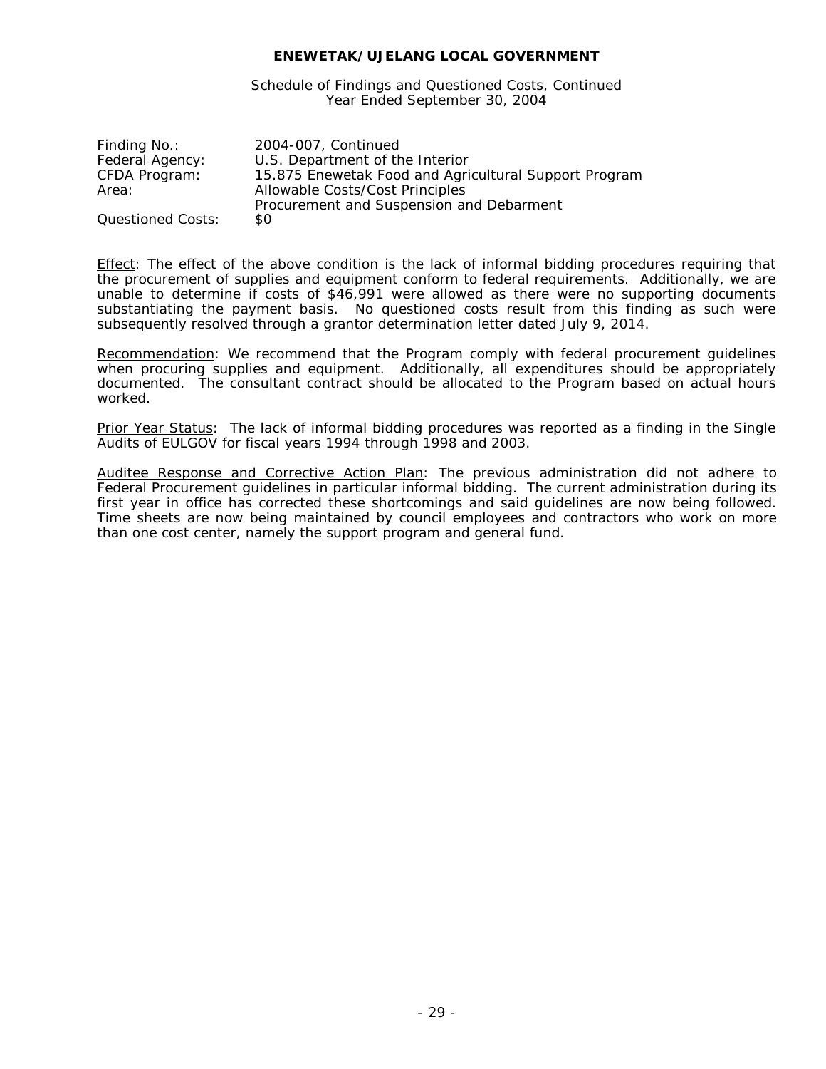**ENEWETAK/UJELANG LOCAL GOVERNMENT**

Schedule of Findings and Questioned Costs, Continued
Year Ended September 30, 2004

| | |
|---|---|
| Finding No.: | 2004-007, Continued |
| Federal Agency: | U.S. Department of the Interior |
| CFDA Program: | 15.875 Enewetak Food and Agricultural Support Program |
| Area: | Allowable Costs/Cost Principles<br>Procurement and Suspension and Debarment |
| Questioned Costs: | $0 |

Effect: The effect of the above condition is the lack of informal bidding procedures requiring that the procurement of supplies and equipment conform to federal requirements. Additionally, we are unable to determine if costs of $46,991 were allowed as there were no supporting documents substantiating the payment basis. No questioned costs result from this finding as such were subsequently resolved through a grantor determination letter dated July 9, 2014.

Recommendation: We recommend that the Program comply with federal procurement guidelines when procuring supplies and equipment. Additionally, all expenditures should be appropriately documented. The consultant contract should be allocated to the Program based on actual hours worked.

Prior Year Status: The lack of informal bidding procedures was reported as a finding in the Single Audits of EULGOV for fiscal years 1994 through 1998 and 2003.

Auditee Response and Corrective Action Plan: The previous administration did not adhere to Federal Procurement guidelines in particular informal bidding. The current administration during its first year in office has corrected these shortcomings and said guidelines are now being followed. Time sheets are now being maintained by council employees and contractors who work on more than one cost center, namely the support program and general fund.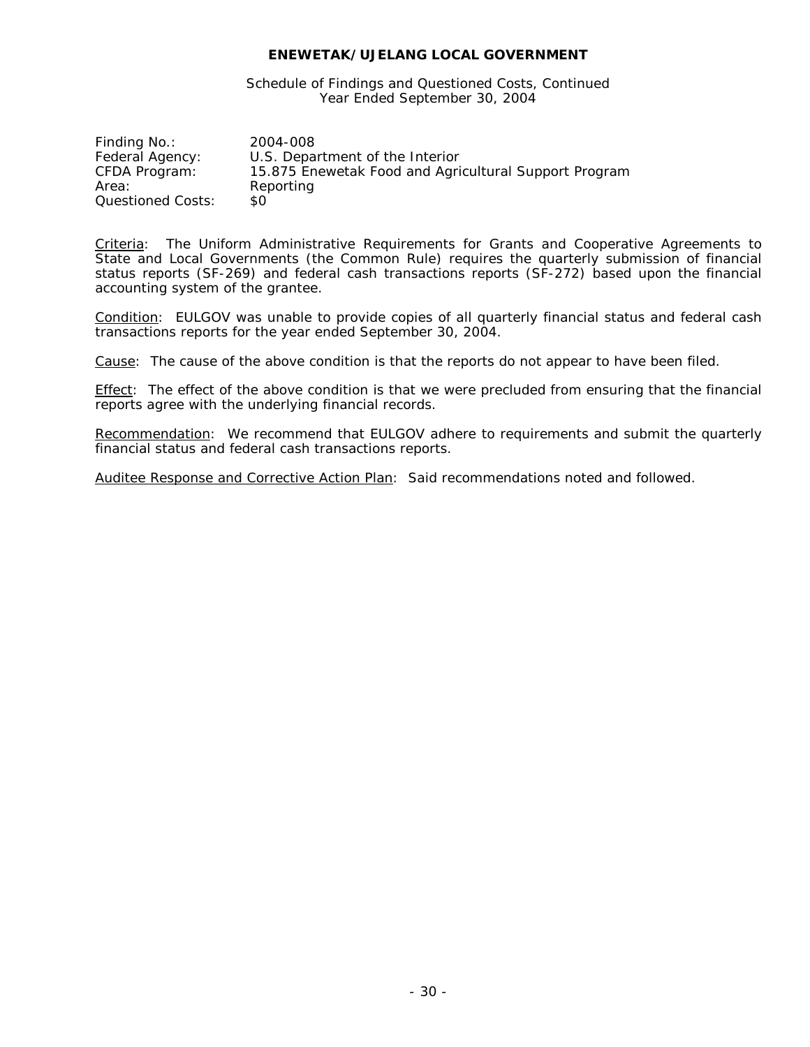**ENEWETAK/UJELANG LOCAL GOVERNMENT**

Schedule of Findings and Questioned Costs, Continued
Year Ended September 30, 2004

| | |
|---|---|
| Finding No.: | 2004-008 |
| Federal Agency: | U.S. Department of the Interior |
| CFDA Program: | 15.875 Enewetak Food and Agricultural Support Program |
| Area: | Reporting |
| Questioned Costs: | $0 |

Criteria: The Uniform Administrative Requirements for Grants and Cooperative Agreements to State and Local Governments (the Common Rule) requires the quarterly submission of financial status reports (SF-269) and federal cash transactions reports (SF-272) based upon the financial accounting system of the grantee.

Condition: EULGOV was unable to provide copies of all quarterly financial status and federal cash transactions reports for the year ended September 30, 2004.

Cause: The cause of the above condition is that the reports do not appear to have been filed.

Effect: The effect of the above condition is that we were precluded from ensuring that the financial reports agree with the underlying financial records.

Recommendation: We recommend that EULGOV adhere to requirements and submit the quarterly financial status and federal cash transactions reports.

Auditee Response and Corrective Action Plan: Said recommendations noted and followed.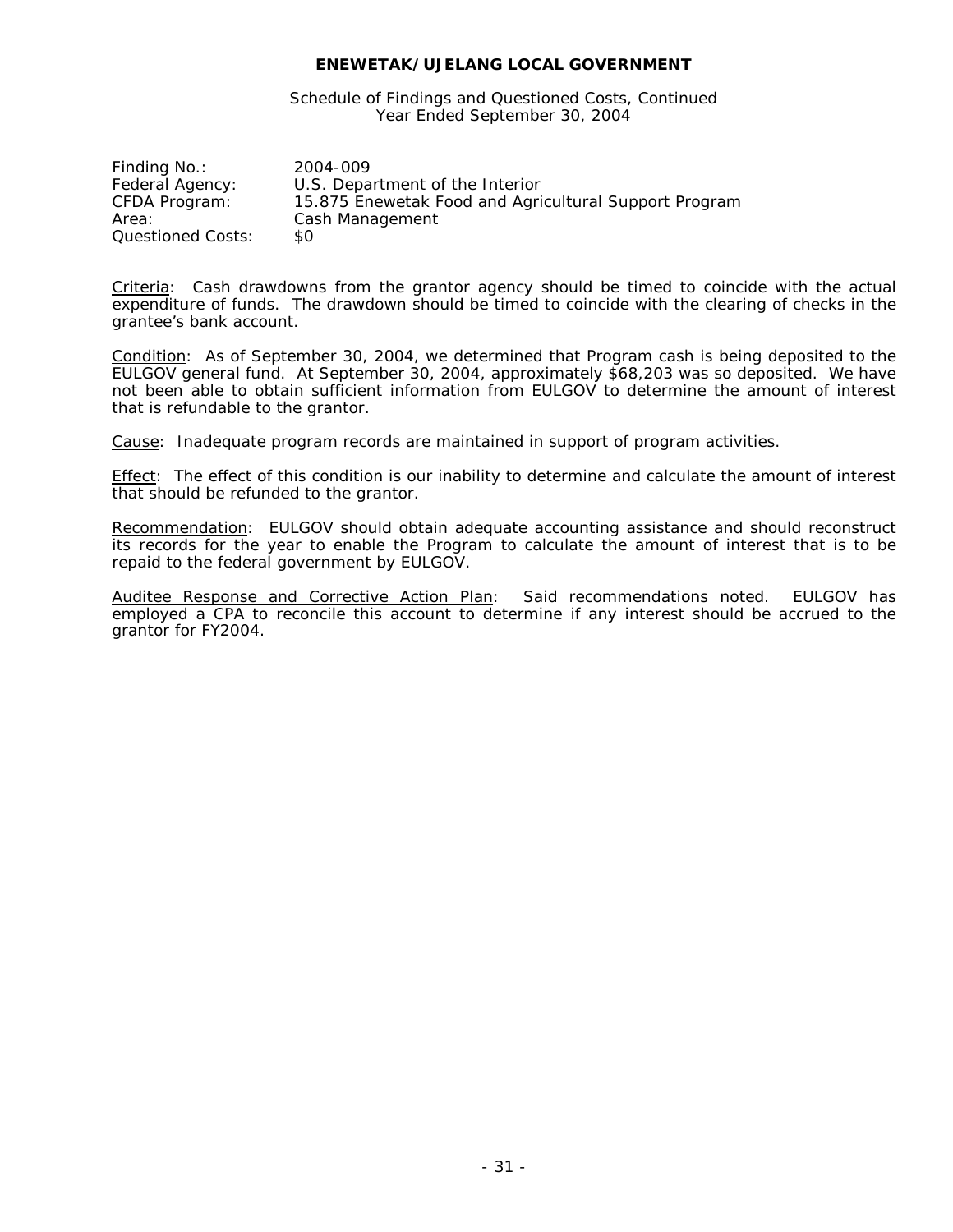**ENEWETAK/UJELANG LOCAL GOVERNMENT**

Schedule of Findings and Questioned Costs, Continued
Year Ended September 30, 2004

| | |
|---|---|
| Finding No.: | 2004-009 |
| Federal Agency: | U.S. Department of the Interior |
| CFDA Program: | 15.875 Enewetak Food and Agricultural Support Program |
| Area: | Cash Management |
| Questioned Costs: | $0 |

Criteria: Cash drawdowns from the grantor agency should be timed to coincide with the actual expenditure of funds. The drawdown should be timed to coincide with the clearing of checks in the grantee's bank account.

Condition: As of September 30, 2004, we determined that Program cash is being deposited to the EULGOV general fund. At September 30, 2004, approximately $68,203 was so deposited. We have not been able to obtain sufficient information from EULGOV to determine the amount of interest that is refundable to the grantor.

Cause: Inadequate program records are maintained in support of program activities.

Effect: The effect of this condition is our inability to determine and calculate the amount of interest that should be refunded to the grantor.

Recommendation: EULGOV should obtain adequate accounting assistance and should reconstruct its records for the year to enable the Program to calculate the amount of interest that is to be repaid to the federal government by EULGOV.

Auditee Response and Corrective Action Plan: Said recommendations noted. EULGOV has employed a CPA to reconcile this account to determine if any interest should be accrued to the grantor for FY2004.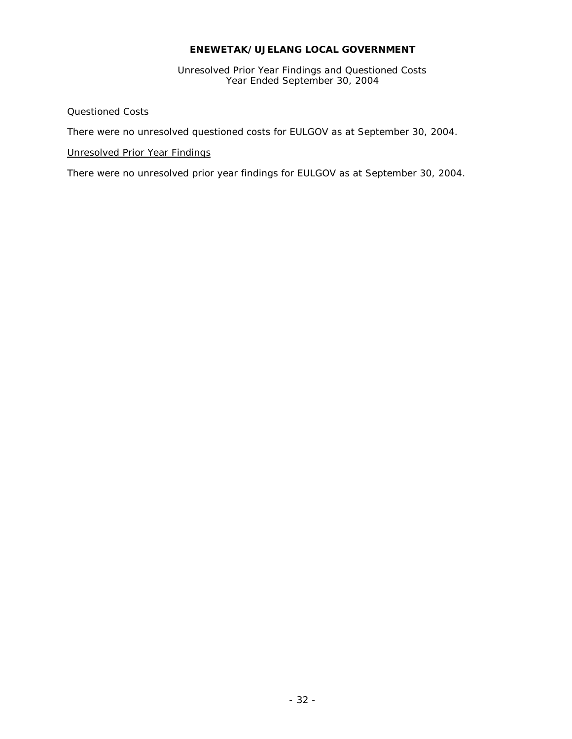# ENEWETAK/UJELANG LOCAL GOVERNMENT

Unresolved Prior Year Findings and Questioned Costs
Year Ended September 30, 2004

## Questioned Costs

There were no unresolved questioned costs for EULGOV as at September 30, 2004.

## Unresolved Prior Year Findings

There were no unresolved prior year findings for EULGOV as at September 30, 2004.